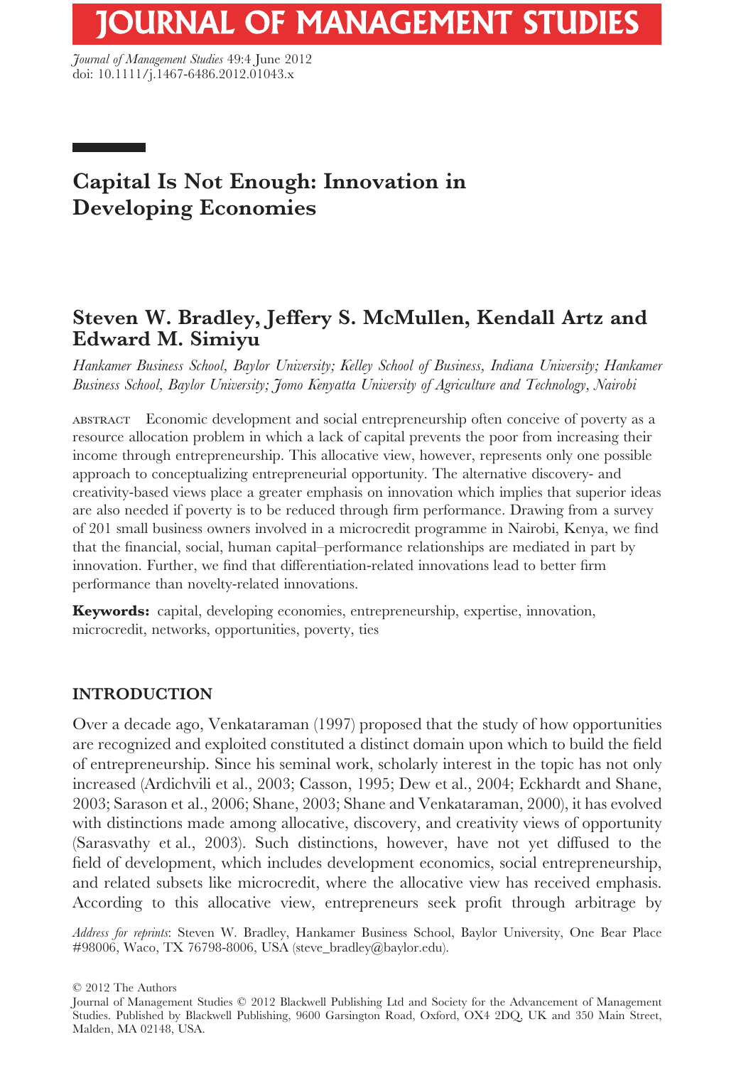# Capital Is Not Enough: Innovation in Developing Economies

## Steven W. Bradley, Jeffery S. McMullen, Kendall Artz and Edward M. Simiyu

*Hankamer Business School, Baylor University; Kelley School of Business, Indiana University; Hankamer Business School, Baylor University; Jomo Kenyatta University of Agriculture and Technology, Nairobi*

ABSTRACT Economic development and social entrepreneurship often conceive of poverty as a resource allocation problem in which a lack of capital prevents the poor from increasing their income through entrepreneurship. This allocative view, however, represents only one possible approach to conceptualizing entrepreneurial opportunity. The alternative discovery- and creativity-based views place a greater emphasis on innovation which implies that superior ideas are also needed if poverty is to be reduced through firm performance. Drawing from a survey of 201 small business owners involved in a microcredit programme in Nairobi, Kenya, we find that the financial, social, human capital–performance relationships are mediated in part by innovation. Further, we find that differentiation-related innovations lead to better firm performance than novelty-related innovations.

**Keywords:** capital, developing economies, entrepreneurship, expertise, innovation, microcredit, networks, opportunities, poverty, ties

## INTRODUCTION

Over a decade ago, Venkataraman (1997) proposed that the study of how opportunities are recognized and exploited constituted a distinct domain upon which to build the field of entrepreneurship. Since his seminal work, scholarly interest in the topic has not only increased (Ardichvili et al., 2003; Casson, 1995; Dew et al., 2004; Eckhardt and Shane, 2003; Sarason et al., 2006; Shane, 2003; Shane and Venkataraman, 2000), it has evolved with distinctions made among allocative, discovery, and creativity views of opportunity (Sarasvathy et al., 2003). Such distinctions, however, have not yet diffused to the field of development, which includes development economics, social entrepreneurship, and related subsets like microcredit, where the allocative view has received emphasis. According to this allocative view, entrepreneurs seek profit through arbitrage by

*Address for reprints*: Steven W. Bradley, Hankamer Business School, Baylor University, One Bear Place #98006, Waco, TX 76798-8006, USA (steve_bradley@baylor.edu).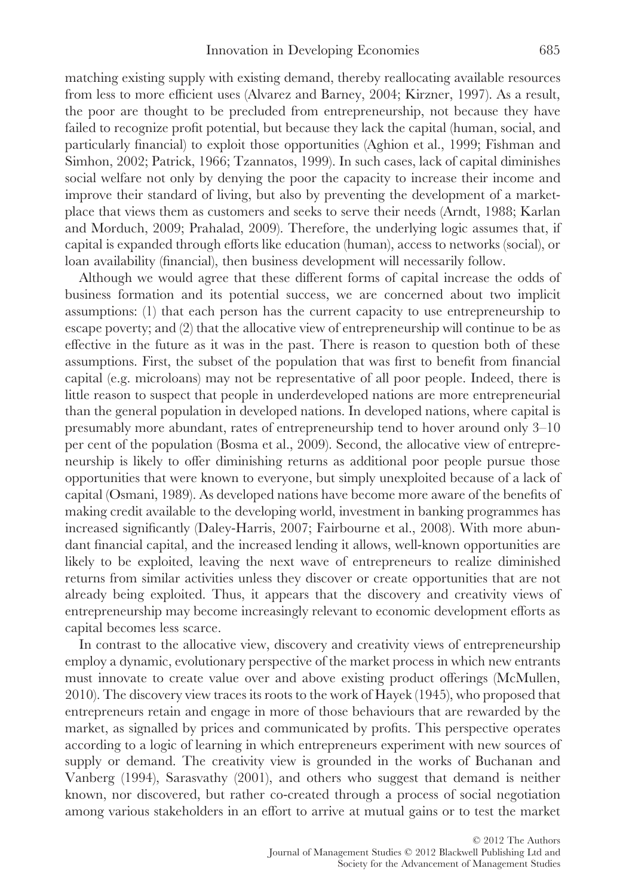matching existing supply with existing demand, thereby reallocating available resources from less to more efficient uses (Alvarez and Barney, 2004; Kirzner, 1997). As a result, the poor are thought to be precluded from entrepreneurship, not because they have failed to recognize profit potential, but because they lack the capital (human, social, and particularly financial) to exploit those opportunities (Aghion et al., 1999; Fishman and Simhon, 2002; Patrick, 1966; Tzannatos, 1999). In such cases, lack of capital diminishes social welfare not only by denying the poor the capacity to increase their income and improve their standard of living, but also by preventing the development of a marketplace that views them as customers and seeks to serve their needs (Arndt, 1988; Karlan and Morduch, 2009; Prahalad, 2009). Therefore, the underlying logic assumes that, if capital is expanded through efforts like education (human), access to networks (social), or loan availability (financial), then business development will necessarily follow.

Although we would agree that these different forms of capital increase the odds of business formation and its potential success, we are concerned about two implicit assumptions: (1) that each person has the current capacity to use entrepreneurship to escape poverty; and (2) that the allocative view of entrepreneurship will continue to be as effective in the future as it was in the past. There is reason to question both of these assumptions. First, the subset of the population that was first to benefit from financial capital (e.g. microloans) may not be representative of all poor people. Indeed, there is little reason to suspect that people in underdeveloped nations are more entrepreneurial than the general population in developed nations. In developed nations, where capital is presumably more abundant, rates of entrepreneurship tend to hover around only 3–10 per cent of the population (Bosma et al., 2009). Second, the allocative view of entrepreneurship is likely to offer diminishing returns as additional poor people pursue those opportunities that were known to everyone, but simply unexploited because of a lack of capital (Osmani, 1989). As developed nations have become more aware of the benefits of making credit available to the developing world, investment in banking programmes has increased significantly (Daley-Harris, 2007; Fairbourne et al., 2008). With more abundant financial capital, and the increased lending it allows, well-known opportunities are likely to be exploited, leaving the next wave of entrepreneurs to realize diminished returns from similar activities unless they discover or create opportunities that are not already being exploited. Thus, it appears that the discovery and creativity views of entrepreneurship may become increasingly relevant to economic development efforts as capital becomes less scarce.

In contrast to the allocative view, discovery and creativity views of entrepreneurship employ a dynamic, evolutionary perspective of the market process in which new entrants must innovate to create value over and above existing product offerings (McMullen, 2010). The discovery view traces its roots to the work of Hayek (1945), who proposed that entrepreneurs retain and engage in more of those behaviours that are rewarded by the market, as signalled by prices and communicated by profits. This perspective operates according to a logic of learning in which entrepreneurs experiment with new sources of supply or demand. The creativity view is grounded in the works of Buchanan and Vanberg (1994), Sarasvathy (2001), and others who suggest that demand is neither known, nor discovered, but rather co-created through a process of social negotiation among various stakeholders in an effort to arrive at mutual gains or to test the market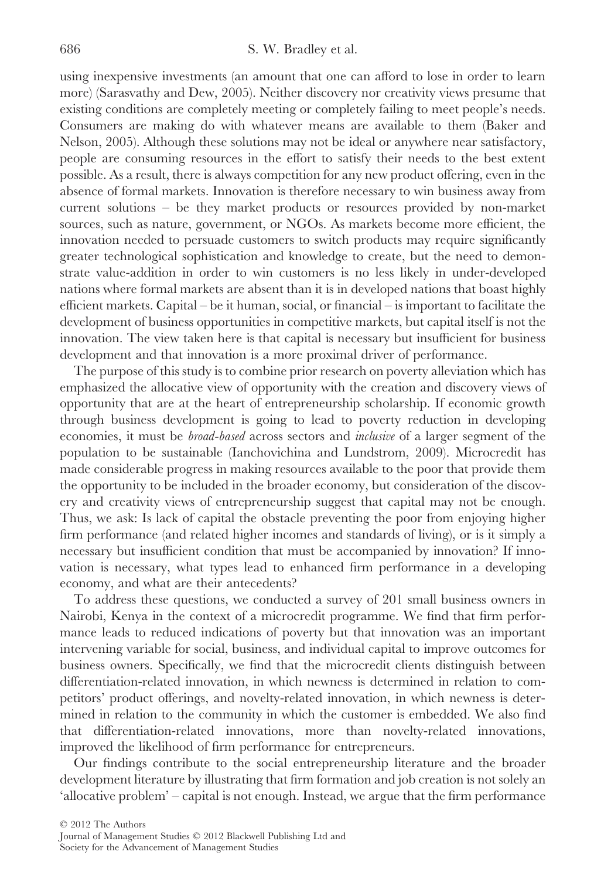using inexpensive investments (an amount that one can afford to lose in order to learn more) (Sarasvathy and Dew, 2005). Neither discovery nor creativity views presume that existing conditions are completely meeting or completely failing to meet people's needs. Consumers are making do with whatever means are available to them (Baker and Nelson, 2005). Although these solutions may not be ideal or anywhere near satisfactory, people are consuming resources in the effort to satisfy their needs to the best extent possible. As a result, there is always competition for any new product offering, even in the absence of formal markets. Innovation is therefore necessary to win business away from current solutions – be they market products or resources provided by non-market sources, such as nature, government, or NGOs. As markets become more efficient, the innovation needed to persuade customers to switch products may require significantly greater technological sophistication and knowledge to create, but the need to demonstrate value-addition in order to win customers is no less likely in under-developed nations where formal markets are absent than it is in developed nations that boast highly efficient markets. Capital – be it human, social, or financial – is important to facilitate the development of business opportunities in competitive markets, but capital itself is not the innovation. The view taken here is that capital is necessary but insufficient for business development and that innovation is a more proximal driver of performance.

The purpose of this study is to combine prior research on poverty alleviation which has emphasized the allocative view of opportunity with the creation and discovery views of opportunity that are at the heart of entrepreneurship scholarship. If economic growth through business development is going to lead to poverty reduction in developing economies, it must be *broad-based* across sectors and *inclusive* of a larger segment of the population to be sustainable (Ianchovichina and Lundstrom, 2009). Microcredit has made considerable progress in making resources available to the poor that provide them the opportunity to be included in the broader economy, but consideration of the discovery and creativity views of entrepreneurship suggest that capital may not be enough. Thus, we ask: Is lack of capital the obstacle preventing the poor from enjoying higher firm performance (and related higher incomes and standards of living), or is it simply a necessary but insufficient condition that must be accompanied by innovation? If innovation is necessary, what types lead to enhanced firm performance in a developing economy, and what are their antecedents?

To address these questions, we conducted a survey of 201 small business owners in Nairobi, Kenya in the context of a microcredit programme. We find that firm performance leads to reduced indications of poverty but that innovation was an important intervening variable for social, business, and individual capital to improve outcomes for business owners. Specifically, we find that the microcredit clients distinguish between differentiation-related innovation, in which newness is determined in relation to competitors' product offerings, and novelty-related innovation, in which newness is determined in relation to the community in which the customer is embedded. We also find that differentiation-related innovations, more than novelty-related innovations, improved the likelihood of firm performance for entrepreneurs.

Our findings contribute to the social entrepreneurship literature and the broader development literature by illustrating that firm formation and job creation is not solely an 'allocative problem' – capital is not enough. Instead, we argue that the firm performance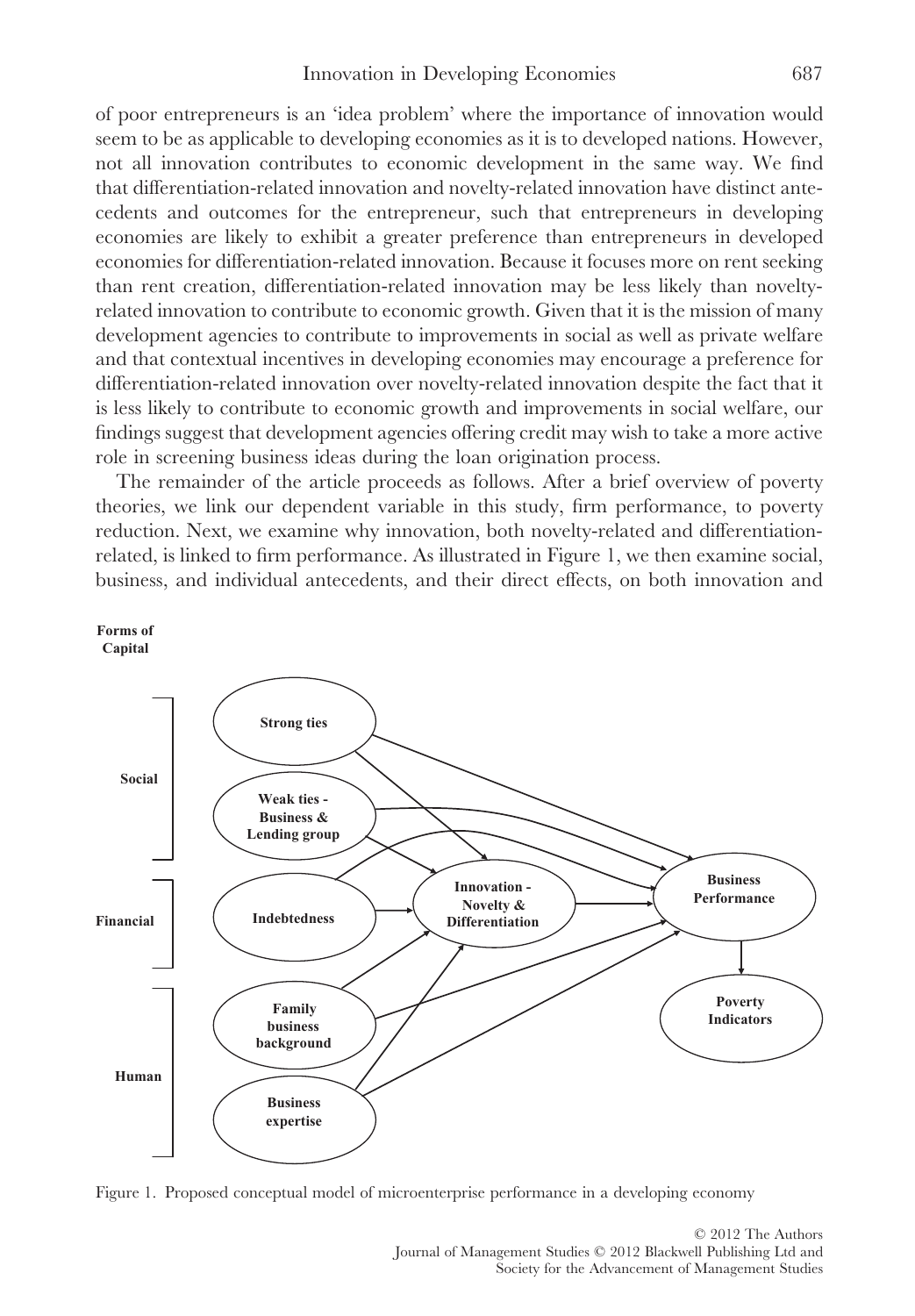of poor entrepreneurs is an 'idea problem' where the importance of innovation would seem to be as applicable to developing economies as it is to developed nations. However, not all innovation contributes to economic development in the same way. We find that differentiation-related innovation and novelty-related innovation have distinct antecedents and outcomes for the entrepreneur, such that entrepreneurs in developing economies are likely to exhibit a greater preference than entrepreneurs in developed economies for differentiation-related innovation. Because it focuses more on rent seeking than rent creation, differentiation-related innovation may be less likely than novelty-related innovation to contribute to economic growth. Given that it is the mission of many development agencies to contribute to improvements in social as well as private welfare and that contextual incentives in developing economies may encourage a preference for differentiation-related innovation over novelty-related innovation despite the fact that it is less likely to contribute to economic growth and improvements in social welfare, our findings suggest that development agencies offering credit may wish to take a more active role in screening business ideas during the loan origination process.

The remainder of the article proceeds as follows. After a brief overview of poverty theories, we link our dependent variable in this study, firm performance, to poverty reduction. Next, we examine why innovation, both novelty-related and differentiation-related, is linked to firm performance. As illustrated in Figure 1, we then examine social, business, and individual antecedents, and their direct effects, on both innovation and

**Forms of Capital**

- Social: Strong ties; Weak ties - Business & Lending group
- Financial: Indebtedness
- Human: Family business background; Business expertise

Innovation - Novelty & Differentiation → Business Performance → Poverty Indicators

Figure 1. Proposed conceptual model of microenterprise performance in a developing economy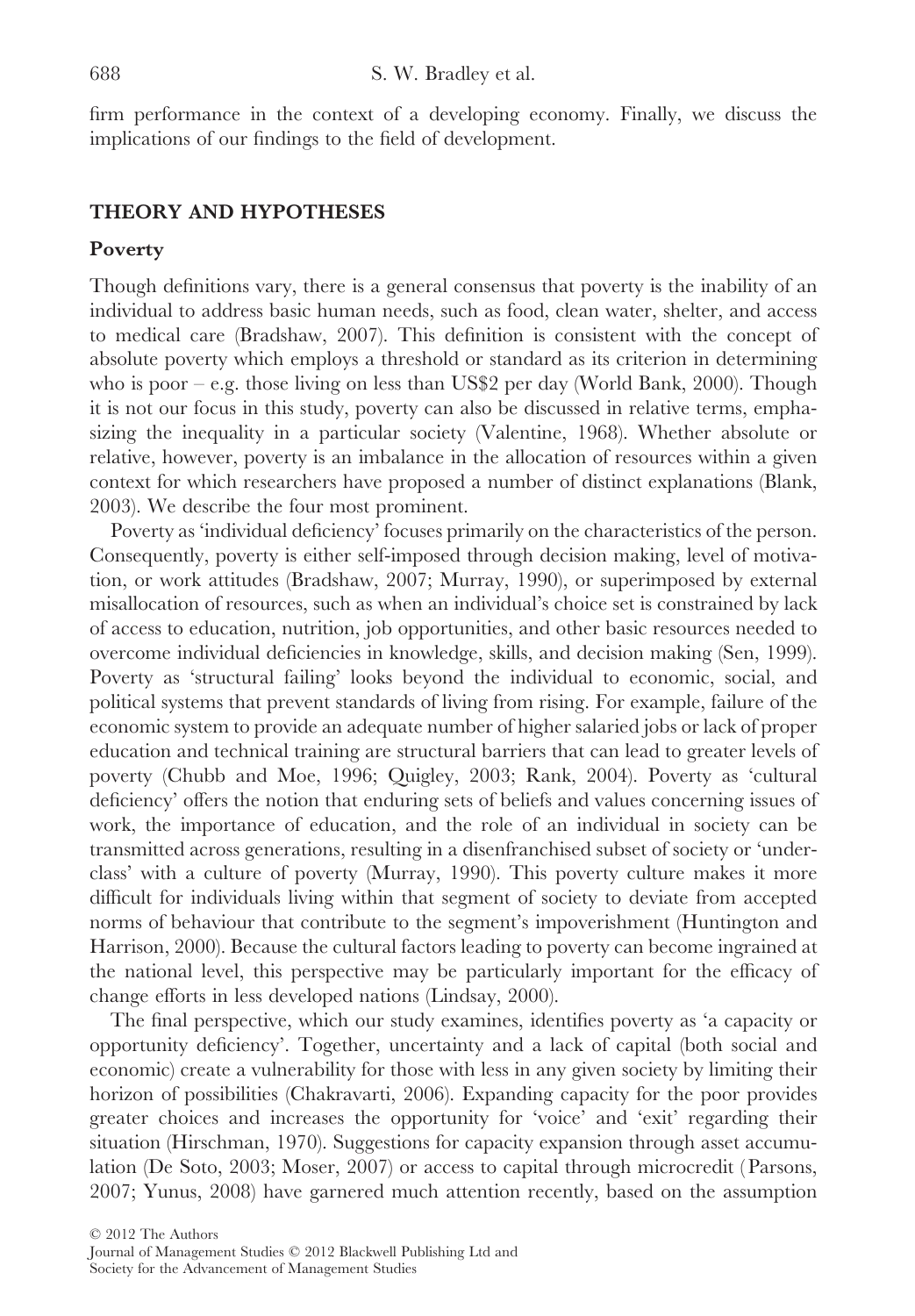firm performance in the context of a developing economy. Finally, we discuss the implications of our findings to the field of development.

## THEORY AND HYPOTHESES

### Poverty

Though definitions vary, there is a general consensus that poverty is the inability of an individual to address basic human needs, such as food, clean water, shelter, and access to medical care (Bradshaw, 2007). This definition is consistent with the concept of absolute poverty which employs a threshold or standard as its criterion in determining who is poor – e.g. those living on less than US$2 per day (World Bank, 2000). Though it is not our focus in this study, poverty can also be discussed in relative terms, emphasizing the inequality in a particular society (Valentine, 1968). Whether absolute or relative, however, poverty is an imbalance in the allocation of resources within a given context for which researchers have proposed a number of distinct explanations (Blank, 2003). We describe the four most prominent.

Poverty as 'individual deficiency' focuses primarily on the characteristics of the person. Consequently, poverty is either self-imposed through decision making, level of motivation, or work attitudes (Bradshaw, 2007; Murray, 1990), or superimposed by external misallocation of resources, such as when an individual's choice set is constrained by lack of access to education, nutrition, job opportunities, and other basic resources needed to overcome individual deficiencies in knowledge, skills, and decision making (Sen, 1999). Poverty as 'structural failing' looks beyond the individual to economic, social, and political systems that prevent standards of living from rising. For example, failure of the economic system to provide an adequate number of higher salaried jobs or lack of proper education and technical training are structural barriers that can lead to greater levels of poverty (Chubb and Moe, 1996; Quigley, 2003; Rank, 2004). Poverty as 'cultural deficiency' offers the notion that enduring sets of beliefs and values concerning issues of work, the importance of education, and the role of an individual in society can be transmitted across generations, resulting in a disenfranchised subset of society or 'underclass' with a culture of poverty (Murray, 1990). This poverty culture makes it more difficult for individuals living within that segment of society to deviate from accepted norms of behaviour that contribute to the segment's impoverishment (Huntington and Harrison, 2000). Because the cultural factors leading to poverty can become ingrained at the national level, this perspective may be particularly important for the efficacy of change efforts in less developed nations (Lindsay, 2000).

The final perspective, which our study examines, identifies poverty as 'a capacity or opportunity deficiency'. Together, uncertainty and a lack of capital (both social and economic) create a vulnerability for those with less in any given society by limiting their horizon of possibilities (Chakravarti, 2006). Expanding capacity for the poor provides greater choices and increases the opportunity for 'voice' and 'exit' regarding their situation (Hirschman, 1970). Suggestions for capacity expansion through asset accumulation (De Soto, 2003; Moser, 2007) or access to capital through microcredit (Parsons, 2007; Yunus, 2008) have garnered much attention recently, based on the assumption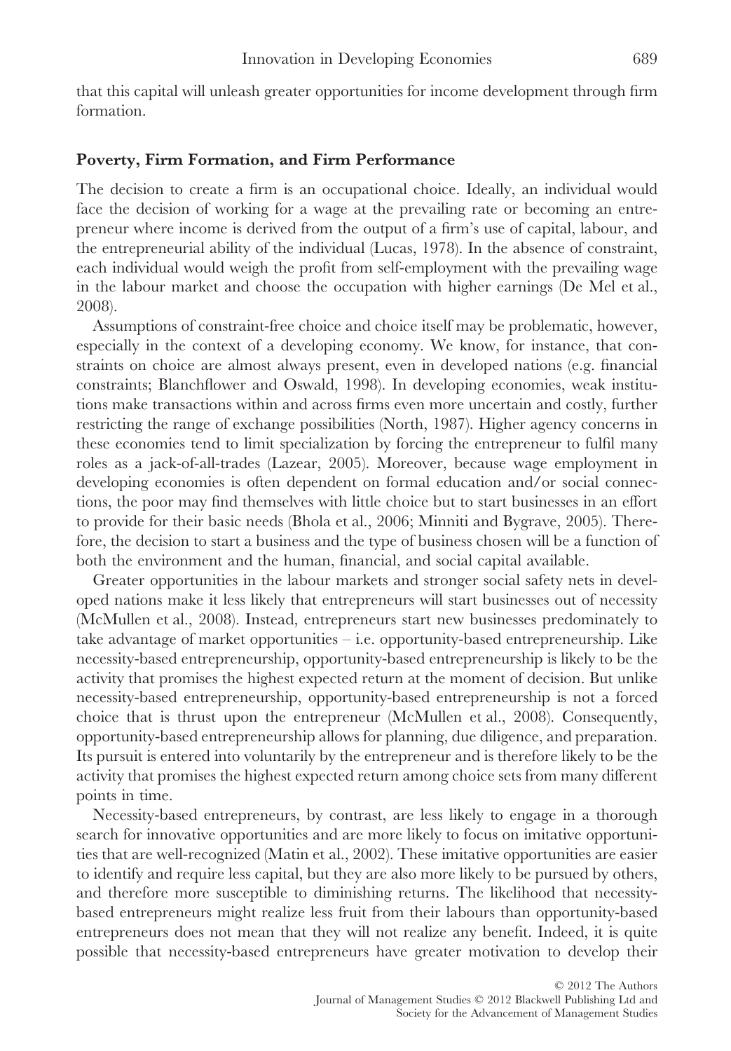that this capital will unleash greater opportunities for income development through firm formation.

### Poverty, Firm Formation, and Firm Performance

The decision to create a firm is an occupational choice. Ideally, an individual would face the decision of working for a wage at the prevailing rate or becoming an entrepreneur where income is derived from the output of a firm's use of capital, labour, and the entrepreneurial ability of the individual (Lucas, 1978). In the absence of constraint, each individual would weigh the profit from self-employment with the prevailing wage in the labour market and choose the occupation with higher earnings (De Mel et al., 2008).

Assumptions of constraint-free choice and choice itself may be problematic, however, especially in the context of a developing economy. We know, for instance, that constraints on choice are almost always present, even in developed nations (e.g. financial constraints; Blanchflower and Oswald, 1998). In developing economies, weak institutions make transactions within and across firms even more uncertain and costly, further restricting the range of exchange possibilities (North, 1987). Higher agency concerns in these economies tend to limit specialization by forcing the entrepreneur to fulfil many roles as a jack-of-all-trades (Lazear, 2005). Moreover, because wage employment in developing economies is often dependent on formal education and/or social connections, the poor may find themselves with little choice but to start businesses in an effort to provide for their basic needs (Bhola et al., 2006; Minniti and Bygrave, 2005). Therefore, the decision to start a business and the type of business chosen will be a function of both the environment and the human, financial, and social capital available.

Greater opportunities in the labour markets and stronger social safety nets in developed nations make it less likely that entrepreneurs will start businesses out of necessity (McMullen et al., 2008). Instead, entrepreneurs start new businesses predominately to take advantage of market opportunities – i.e. opportunity-based entrepreneurship. Like necessity-based entrepreneurship, opportunity-based entrepreneurship is likely to be the activity that promises the highest expected return at the moment of decision. But unlike necessity-based entrepreneurship, opportunity-based entrepreneurship is not a forced choice that is thrust upon the entrepreneur (McMullen et al., 2008). Consequently, opportunity-based entrepreneurship allows for planning, due diligence, and preparation. Its pursuit is entered into voluntarily by the entrepreneur and is therefore likely to be the activity that promises the highest expected return among choice sets from many different points in time.

Necessity-based entrepreneurs, by contrast, are less likely to engage in a thorough search for innovative opportunities and are more likely to focus on imitative opportunities that are well-recognized (Matin et al., 2002). These imitative opportunities are easier to identify and require less capital, but they are also more likely to be pursued by others, and therefore more susceptible to diminishing returns. The likelihood that necessity-based entrepreneurs might realize less fruit from their labours than opportunity-based entrepreneurs does not mean that they will not realize any benefit. Indeed, it is quite possible that necessity-based entrepreneurs have greater motivation to develop their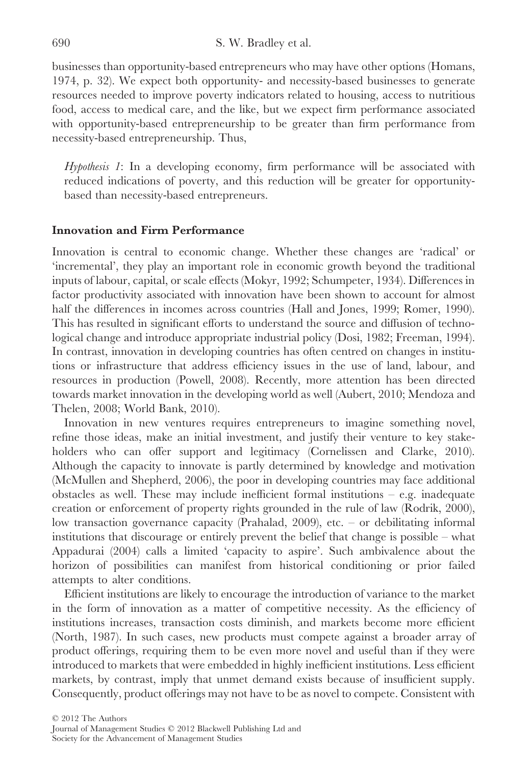businesses than opportunity-based entrepreneurs who may have other options (Homans, 1974, p. 32). We expect both opportunity- and necessity-based businesses to generate resources needed to improve poverty indicators related to housing, access to nutritious food, access to medical care, and the like, but we expect firm performance associated with opportunity-based entrepreneurship to be greater than firm performance from necessity-based entrepreneurship. Thus,

> *Hypothesis 1*: In a developing economy, firm performance will be associated with reduced indications of poverty, and this reduction will be greater for opportunity-based than necessity-based entrepreneurs.

### Innovation and Firm Performance

Innovation is central to economic change. Whether these changes are 'radical' or 'incremental', they play an important role in economic growth beyond the traditional inputs of labour, capital, or scale effects (Mokyr, 1992; Schumpeter, 1934). Differences in factor productivity associated with innovation have been shown to account for almost half the differences in incomes across countries (Hall and Jones, 1999; Romer, 1990). This has resulted in significant efforts to understand the source and diffusion of technological change and introduce appropriate industrial policy (Dosi, 1982; Freeman, 1994). In contrast, innovation in developing countries has often centred on changes in institutions or infrastructure that address efficiency issues in the use of land, labour, and resources in production (Powell, 2008). Recently, more attention has been directed towards market innovation in the developing world as well (Aubert, 2010; Mendoza and Thelen, 2008; World Bank, 2010).

Innovation in new ventures requires entrepreneurs to imagine something novel, refine those ideas, make an initial investment, and justify their venture to key stakeholders who can offer support and legitimacy (Cornelissen and Clarke, 2010). Although the capacity to innovate is partly determined by knowledge and motivation (McMullen and Shepherd, 2006), the poor in developing countries may face additional obstacles as well. These may include inefficient formal institutions – e.g. inadequate creation or enforcement of property rights grounded in the rule of law (Rodrik, 2000), low transaction governance capacity (Prahalad, 2009), etc. – or debilitating informal institutions that discourage or entirely prevent the belief that change is possible – what Appadurai (2004) calls a limited 'capacity to aspire'. Such ambivalence about the horizon of possibilities can manifest from historical conditioning or prior failed attempts to alter conditions.

Efficient institutions are likely to encourage the introduction of variance to the market in the form of innovation as a matter of competitive necessity. As the efficiency of institutions increases, transaction costs diminish, and markets become more efficient (North, 1987). In such cases, new products must compete against a broader array of product offerings, requiring them to be even more novel and useful than if they were introduced to markets that were embedded in highly inefficient institutions. Less efficient markets, by contrast, imply that unmet demand exists because of insufficient supply. Consequently, product offerings may not have to be as novel to compete. Consistent with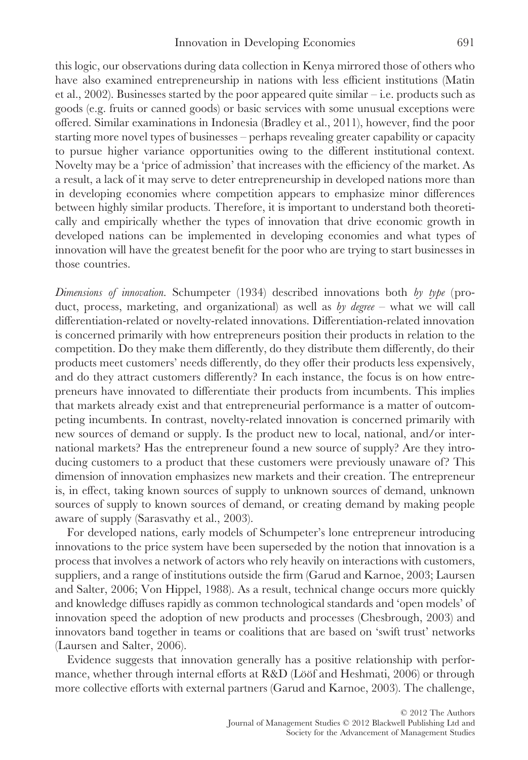this logic, our observations during data collection in Kenya mirrored those of others who have also examined entrepreneurship in nations with less efficient institutions (Matin et al., 2002). Businesses started by the poor appeared quite similar – i.e. products such as goods (e.g. fruits or canned goods) or basic services with some unusual exceptions were offered. Similar examinations in Indonesia (Bradley et al., 2011), however, find the poor starting more novel types of businesses – perhaps revealing greater capability or capacity to pursue higher variance opportunities owing to the different institutional context. Novelty may be a 'price of admission' that increases with the efficiency of the market. As a result, a lack of it may serve to deter entrepreneurship in developed nations more than in developing economies where competition appears to emphasize minor differences between highly similar products. Therefore, it is important to understand both theoretically and empirically whether the types of innovation that drive economic growth in developed nations can be implemented in developing economies and what types of innovation will have the greatest benefit for the poor who are trying to start businesses in those countries.

*Dimensions of innovation.* Schumpeter (1934) described innovations both *by type* (product, process, marketing, and organizational) as well as *by degree* – what we will call differentiation-related or novelty-related innovations. Differentiation-related innovation is concerned primarily with how entrepreneurs position their products in relation to the competition. Do they make them differently, do they distribute them differently, do their products meet customers' needs differently, do they offer their products less expensively, and do they attract customers differently? In each instance, the focus is on how entrepreneurs have innovated to differentiate their products from incumbents. This implies that markets already exist and that entrepreneurial performance is a matter of outcompeting incumbents. In contrast, novelty-related innovation is concerned primarily with new sources of demand or supply. Is the product new to local, national, and/or international markets? Has the entrepreneur found a new source of supply? Are they introducing customers to a product that these customers were previously unaware of? This dimension of innovation emphasizes new markets and their creation. The entrepreneur is, in effect, taking known sources of supply to unknown sources of demand, unknown sources of supply to known sources of demand, or creating demand by making people aware of supply (Sarasvathy et al., 2003).

For developed nations, early models of Schumpeter's lone entrepreneur introducing innovations to the price system have been superseded by the notion that innovation is a process that involves a network of actors who rely heavily on interactions with customers, suppliers, and a range of institutions outside the firm (Garud and Karnoe, 2003; Laursen and Salter, 2006; Von Hippel, 1988). As a result, technical change occurs more quickly and knowledge diffuses rapidly as common technological standards and 'open models' of innovation speed the adoption of new products and processes (Chesbrough, 2003) and innovators band together in teams or coalitions that are based on 'swift trust' networks (Laursen and Salter, 2006).

Evidence suggests that innovation generally has a positive relationship with performance, whether through internal efforts at R&D (Lööf and Heshmati, 2006) or through more collective efforts with external partners (Garud and Karnoe, 2003). The challenge,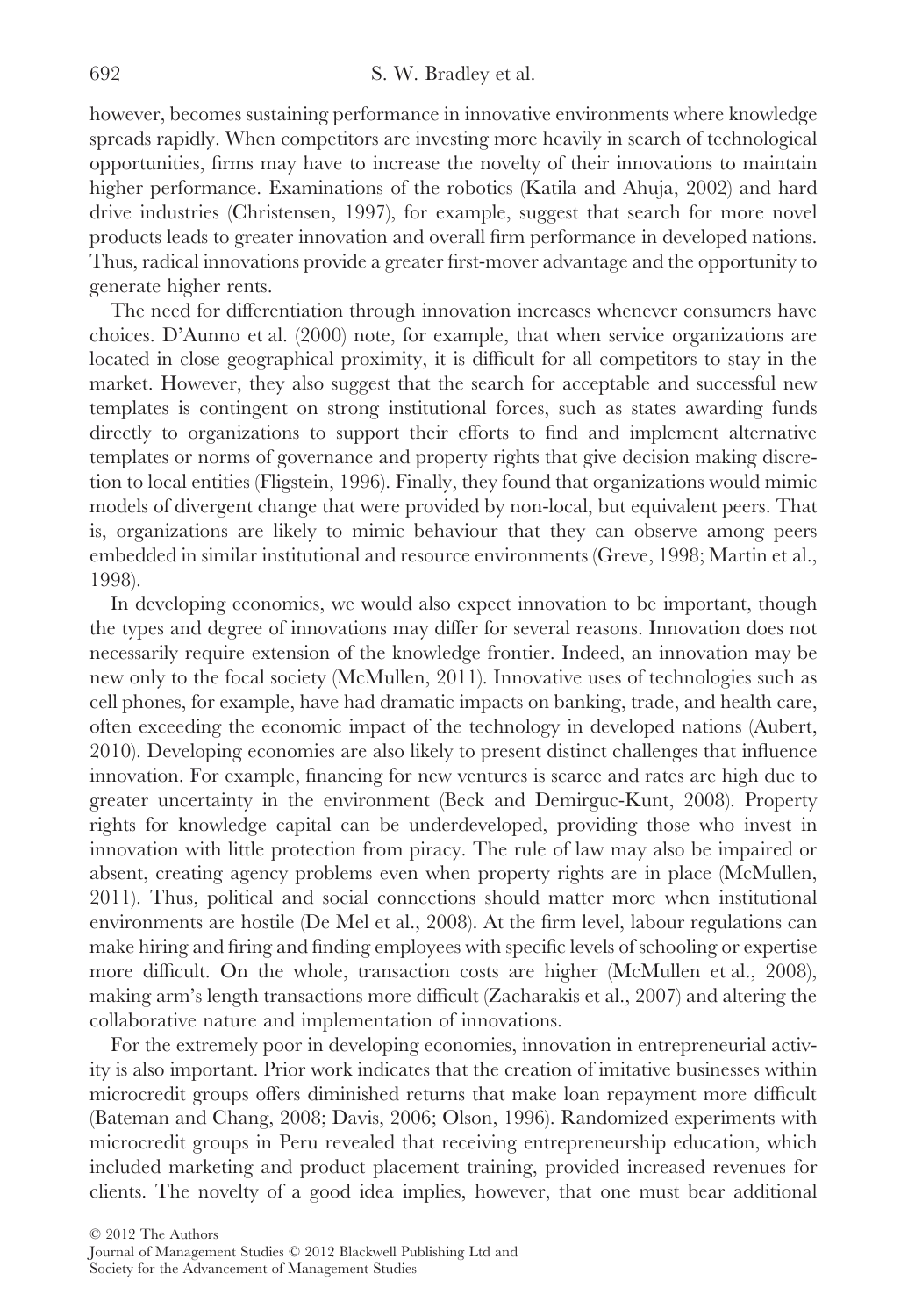however, becomes sustaining performance in innovative environments where knowledge spreads rapidly. When competitors are investing more heavily in search of technological opportunities, firms may have to increase the novelty of their innovations to maintain higher performance. Examinations of the robotics (Katila and Ahuja, 2002) and hard drive industries (Christensen, 1997), for example, suggest that search for more novel products leads to greater innovation and overall firm performance in developed nations. Thus, radical innovations provide a greater first-mover advantage and the opportunity to generate higher rents.

The need for differentiation through innovation increases whenever consumers have choices. D'Aunno et al. (2000) note, for example, that when service organizations are located in close geographical proximity, it is difficult for all competitors to stay in the market. However, they also suggest that the search for acceptable and successful new templates is contingent on strong institutional forces, such as states awarding funds directly to organizations to support their efforts to find and implement alternative templates or norms of governance and property rights that give decision making discretion to local entities (Fligstein, 1996). Finally, they found that organizations would mimic models of divergent change that were provided by non-local, but equivalent peers. That is, organizations are likely to mimic behaviour that they can observe among peers embedded in similar institutional and resource environments (Greve, 1998; Martin et al., 1998).

In developing economies, we would also expect innovation to be important, though the types and degree of innovations may differ for several reasons. Innovation does not necessarily require extension of the knowledge frontier. Indeed, an innovation may be new only to the focal society (McMullen, 2011). Innovative uses of technologies such as cell phones, for example, have had dramatic impacts on banking, trade, and health care, often exceeding the economic impact of the technology in developed nations (Aubert, 2010). Developing economies are also likely to present distinct challenges that influence innovation. For example, financing for new ventures is scarce and rates are high due to greater uncertainty in the environment (Beck and Demirguc-Kunt, 2008). Property rights for knowledge capital can be underdeveloped, providing those who invest in innovation with little protection from piracy. The rule of law may also be impaired or absent, creating agency problems even when property rights are in place (McMullen, 2011). Thus, political and social connections should matter more when institutional environments are hostile (De Mel et al., 2008). At the firm level, labour regulations can make hiring and firing and finding employees with specific levels of schooling or expertise more difficult. On the whole, transaction costs are higher (McMullen et al., 2008), making arm's length transactions more difficult (Zacharakis et al., 2007) and altering the collaborative nature and implementation of innovations.

For the extremely poor in developing economies, innovation in entrepreneurial activity is also important. Prior work indicates that the creation of imitative businesses within microcredit groups offers diminished returns that make loan repayment more difficult (Bateman and Chang, 2008; Davis, 2006; Olson, 1996). Randomized experiments with microcredit groups in Peru revealed that receiving entrepreneurship education, which included marketing and product placement training, provided increased revenues for clients. The novelty of a good idea implies, however, that one must bear additional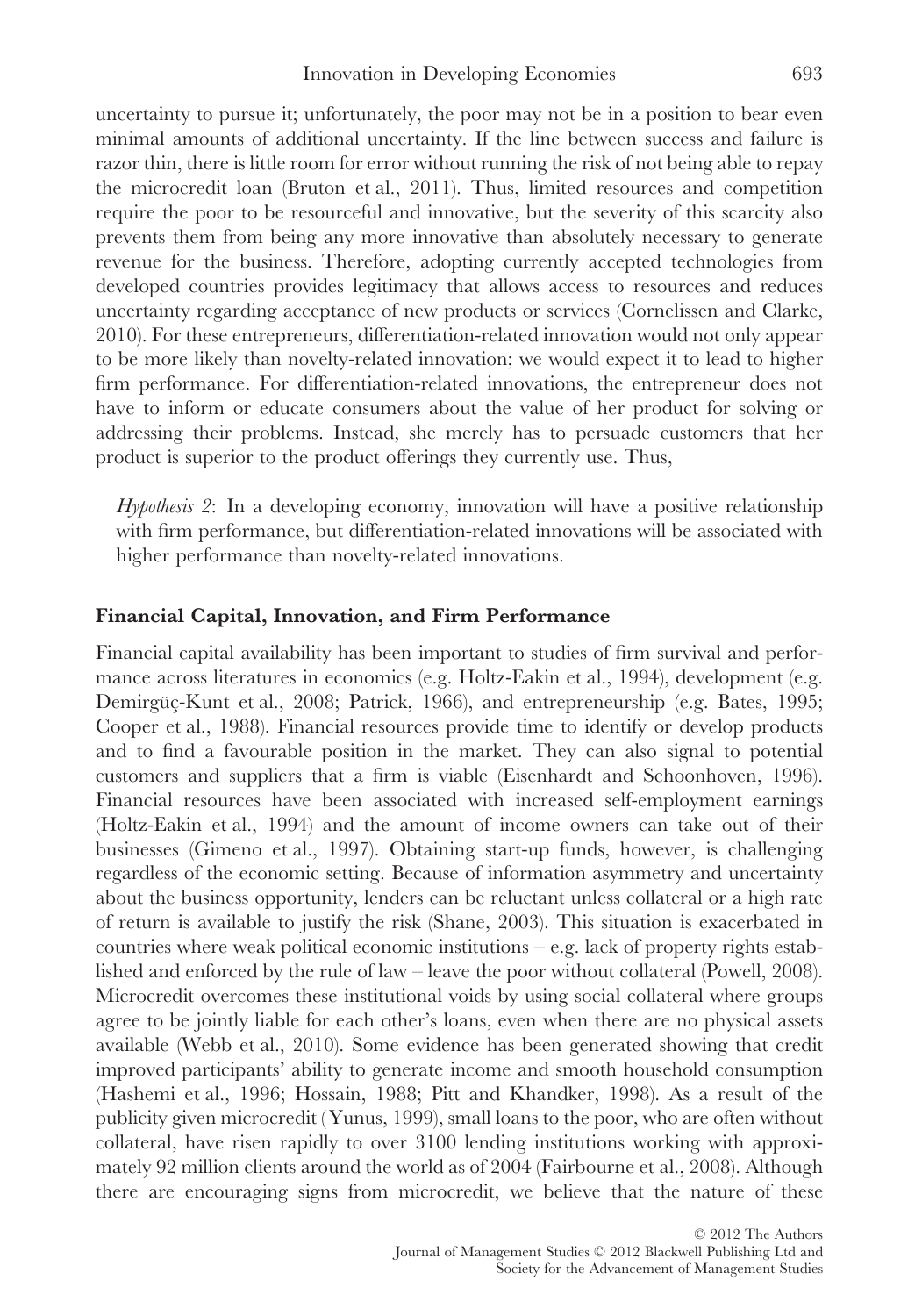uncertainty to pursue it; unfortunately, the poor may not be in a position to bear even minimal amounts of additional uncertainty. If the line between success and failure is razor thin, there is little room for error without running the risk of not being able to repay the microcredit loan (Bruton et al., 2011). Thus, limited resources and competition require the poor to be resourceful and innovative, but the severity of this scarcity also prevents them from being any more innovative than absolutely necessary to generate revenue for the business. Therefore, adopting currently accepted technologies from developed countries provides legitimacy that allows access to resources and reduces uncertainty regarding acceptance of new products or services (Cornelissen and Clarke, 2010). For these entrepreneurs, differentiation-related innovation would not only appear to be more likely than novelty-related innovation; we would expect it to lead to higher firm performance. For differentiation-related innovations, the entrepreneur does not have to inform or educate consumers about the value of her product for solving or addressing their problems. Instead, she merely has to persuade customers that her product is superior to the product offerings they currently use. Thus,

> *Hypothesis 2*: In a developing economy, innovation will have a positive relationship with firm performance, but differentiation-related innovations will be associated with higher performance than novelty-related innovations.

### Financial Capital, Innovation, and Firm Performance

Financial capital availability has been important to studies of firm survival and performance across literatures in economics (e.g. Holtz-Eakin et al., 1994), development (e.g. Demirgüç-Kunt et al., 2008; Patrick, 1966), and entrepreneurship (e.g. Bates, 1995; Cooper et al., 1988). Financial resources provide time to identify or develop products and to find a favourable position in the market. They can also signal to potential customers and suppliers that a firm is viable (Eisenhardt and Schoonhoven, 1996). Financial resources have been associated with increased self-employment earnings (Holtz-Eakin et al., 1994) and the amount of income owners can take out of their businesses (Gimeno et al., 1997). Obtaining start-up funds, however, is challenging regardless of the economic setting. Because of information asymmetry and uncertainty about the business opportunity, lenders can be reluctant unless collateral or a high rate of return is available to justify the risk (Shane, 2003). This situation is exacerbated in countries where weak political economic institutions – e.g. lack of property rights established and enforced by the rule of law – leave the poor without collateral (Powell, 2008). Microcredit overcomes these institutional voids by using social collateral where groups agree to be jointly liable for each other's loans, even when there are no physical assets available (Webb et al., 2010). Some evidence has been generated showing that credit improved participants' ability to generate income and smooth household consumption (Hashemi et al., 1996; Hossain, 1988; Pitt and Khandker, 1998). As a result of the publicity given microcredit (Yunus, 1999), small loans to the poor, who are often without collateral, have risen rapidly to over 3100 lending institutions working with approximately 92 million clients around the world as of 2004 (Fairbourne et al., 2008). Although there are encouraging signs from microcredit, we believe that the nature of these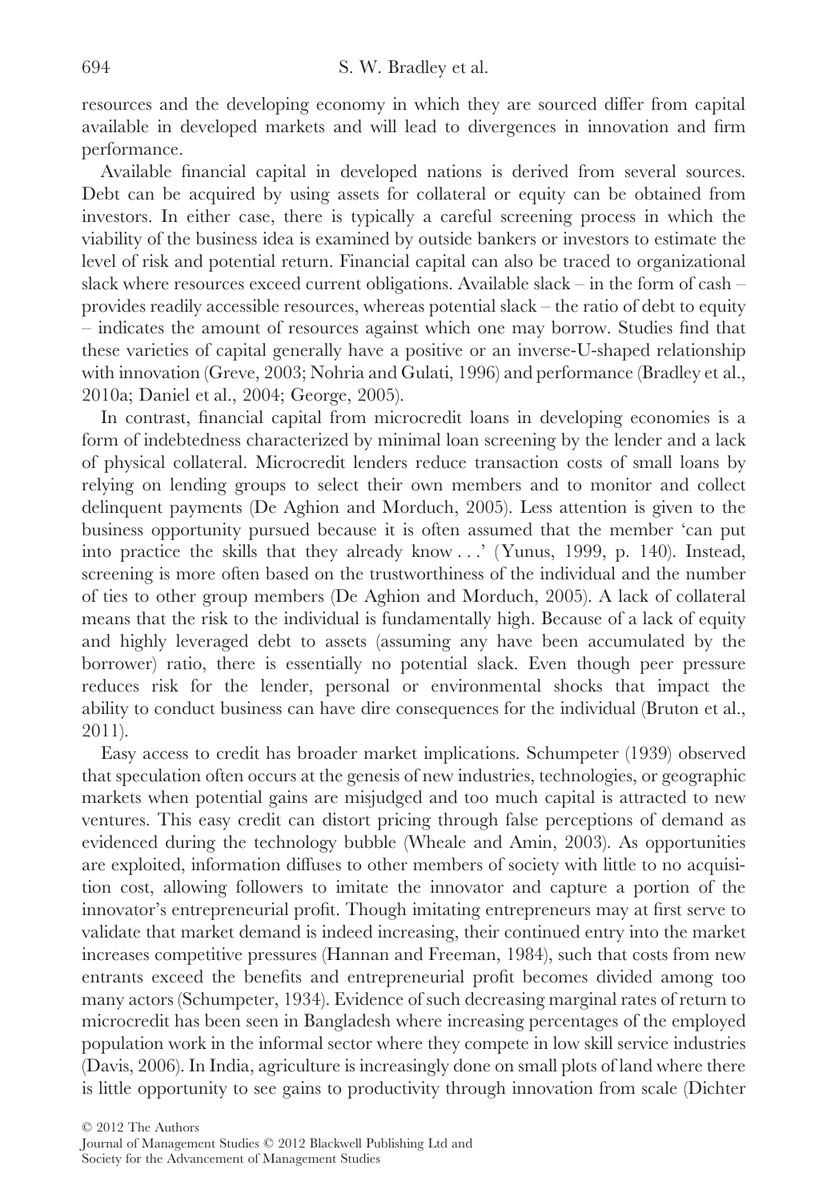resources and the developing economy in which they are sourced differ from capital available in developed markets and will lead to divergences in innovation and firm performance.

Available financial capital in developed nations is derived from several sources. Debt can be acquired by using assets for collateral or equity can be obtained from investors. In either case, there is typically a careful screening process in which the viability of the business idea is examined by outside bankers or investors to estimate the level of risk and potential return. Financial capital can also be traced to organizational slack where resources exceed current obligations. Available slack – in the form of cash – provides readily accessible resources, whereas potential slack – the ratio of debt to equity – indicates the amount of resources against which one may borrow. Studies find that these varieties of capital generally have a positive or an inverse-U-shaped relationship with innovation (Greve, 2003; Nohria and Gulati, 1996) and performance (Bradley et al., 2010a; Daniel et al., 2004; George, 2005).

In contrast, financial capital from microcredit loans in developing economies is a form of indebtedness characterized by minimal loan screening by the lender and a lack of physical collateral. Microcredit lenders reduce transaction costs of small loans by relying on lending groups to select their own members and to monitor and collect delinquent payments (De Aghion and Morduch, 2005). Less attention is given to the business opportunity pursued because it is often assumed that the member 'can put into practice the skills that they already know . . .' (Yunus, 1999, p. 140). Instead, screening is more often based on the trustworthiness of the individual and the number of ties to other group members (De Aghion and Morduch, 2005). A lack of collateral means that the risk to the individual is fundamentally high. Because of a lack of equity and highly leveraged debt to assets (assuming any have been accumulated by the borrower) ratio, there is essentially no potential slack. Even though peer pressure reduces risk for the lender, personal or environmental shocks that impact the ability to conduct business can have dire consequences for the individual (Bruton et al., 2011).

Easy access to credit has broader market implications. Schumpeter (1939) observed that speculation often occurs at the genesis of new industries, technologies, or geographic markets when potential gains are misjudged and too much capital is attracted to new ventures. This easy credit can distort pricing through false perceptions of demand as evidenced during the technology bubble (Wheale and Amin, 2003). As opportunities are exploited, information diffuses to other members of society with little to no acquisition cost, allowing followers to imitate the innovator and capture a portion of the innovator's entrepreneurial profit. Though imitating entrepreneurs may at first serve to validate that market demand is indeed increasing, their continued entry into the market increases competitive pressures (Hannan and Freeman, 1984), such that costs from new entrants exceed the benefits and entrepreneurial profit becomes divided among too many actors (Schumpeter, 1934). Evidence of such decreasing marginal rates of return to microcredit has been seen in Bangladesh where increasing percentages of the employed population work in the informal sector where they compete in low skill service industries (Davis, 2006). In India, agriculture is increasingly done on small plots of land where there is little opportunity to see gains to productivity through innovation from scale (Dichter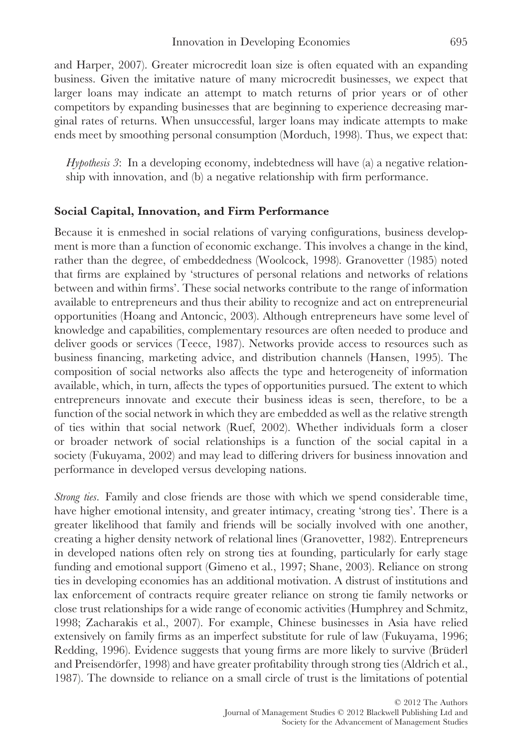and Harper, 2007). Greater microcredit loan size is often equated with an expanding business. Given the imitative nature of many microcredit businesses, we expect that larger loans may indicate an attempt to match returns of prior years or of other competitors by expanding businesses that are beginning to experience decreasing marginal rates of returns. When unsuccessful, larger loans may indicate attempts to make ends meet by smoothing personal consumption (Morduch, 1998). Thus, we expect that:

> *Hypothesis 3*: In a developing economy, indebtedness will have (a) a negative relationship with innovation, and (b) a negative relationship with firm performance.

## Social Capital, Innovation, and Firm Performance

Because it is enmeshed in social relations of varying configurations, business development is more than a function of economic exchange. This involves a change in the kind, rather than the degree, of embeddedness (Woolcock, 1998). Granovetter (1985) noted that firms are explained by 'structures of personal relations and networks of relations between and within firms'. These social networks contribute to the range of information available to entrepreneurs and thus their ability to recognize and act on entrepreneurial opportunities (Hoang and Antoncic, 2003). Although entrepreneurs have some level of knowledge and capabilities, complementary resources are often needed to produce and deliver goods or services (Teece, 1987). Networks provide access to resources such as business financing, marketing advice, and distribution channels (Hansen, 1995). The composition of social networks also affects the type and heterogeneity of information available, which, in turn, affects the types of opportunities pursued. The extent to which entrepreneurs innovate and execute their business ideas is seen, therefore, to be a function of the social network in which they are embedded as well as the relative strength of ties within that social network (Ruef, 2002). Whether individuals form a closer or broader network of social relationships is a function of the social capital in a society (Fukuyama, 2002) and may lead to differing drivers for business innovation and performance in developed versus developing nations.

*Strong ties*. Family and close friends are those with which we spend considerable time, have higher emotional intensity, and greater intimacy, creating 'strong ties'. There is a greater likelihood that family and friends will be socially involved with one another, creating a higher density network of relational lines (Granovetter, 1982). Entrepreneurs in developed nations often rely on strong ties at founding, particularly for early stage funding and emotional support (Gimeno et al., 1997; Shane, 2003). Reliance on strong ties in developing economies has an additional motivation. A distrust of institutions and lax enforcement of contracts require greater reliance on strong tie family networks or close trust relationships for a wide range of economic activities (Humphrey and Schmitz, 1998; Zacharakis et al., 2007). For example, Chinese businesses in Asia have relied extensively on family firms as an imperfect substitute for rule of law (Fukuyama, 1996; Redding, 1996). Evidence suggests that young firms are more likely to survive (Brüderl and Preisendörfer, 1998) and have greater profitability through strong ties (Aldrich et al., 1987). The downside to reliance on a small circle of trust is the limitations of potential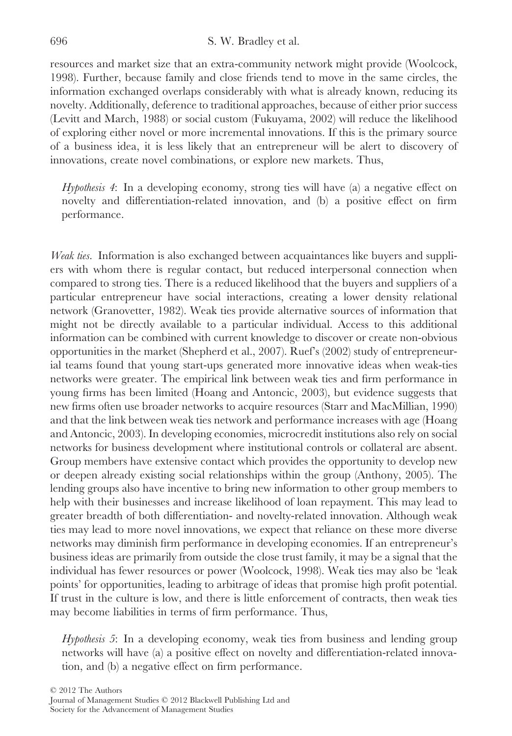resources and market size that an extra-community network might provide (Woolcock, 1998). Further, because family and close friends tend to move in the same circles, the information exchanged overlaps considerably with what is already known, reducing its novelty. Additionally, deference to traditional approaches, because of either prior success (Levitt and March, 1988) or social custom (Fukuyama, 2002) will reduce the likelihood of exploring either novel or more incremental innovations. If this is the primary source of a business idea, it is less likely that an entrepreneur will be alert to discovery of innovations, create novel combinations, or explore new markets. Thus,

> *Hypothesis 4*: In a developing economy, strong ties will have (a) a negative effect on novelty and differentiation-related innovation, and (b) a positive effect on firm performance.

*Weak ties.* Information is also exchanged between acquaintances like buyers and suppliers with whom there is regular contact, but reduced interpersonal connection when compared to strong ties. There is a reduced likelihood that the buyers and suppliers of a particular entrepreneur have social interactions, creating a lower density relational network (Granovetter, 1982). Weak ties provide alternative sources of information that might not be directly available to a particular individual. Access to this additional information can be combined with current knowledge to discover or create non-obvious opportunities in the market (Shepherd et al., 2007). Ruef's (2002) study of entrepreneurial teams found that young start-ups generated more innovative ideas when weak-ties networks were greater. The empirical link between weak ties and firm performance in young firms has been limited (Hoang and Antoncic, 2003), but evidence suggests that new firms often use broader networks to acquire resources (Starr and MacMillian, 1990) and that the link between weak ties network and performance increases with age (Hoang and Antoncic, 2003). In developing economies, microcredit institutions also rely on social networks for business development where institutional controls or collateral are absent. Group members have extensive contact which provides the opportunity to develop new or deepen already existing social relationships within the group (Anthony, 2005). The lending groups also have incentive to bring new information to other group members to help with their businesses and increase likelihood of loan repayment. This may lead to greater breadth of both differentiation- and novelty-related innovation. Although weak ties may lead to more novel innovations, we expect that reliance on these more diverse networks may diminish firm performance in developing economies. If an entrepreneur's business ideas are primarily from outside the close trust family, it may be a signal that the individual has fewer resources or power (Woolcock, 1998). Weak ties may also be 'leak points' for opportunities, leading to arbitrage of ideas that promise high profit potential. If trust in the culture is low, and there is little enforcement of contracts, then weak ties may become liabilities in terms of firm performance. Thus,

> *Hypothesis 5*: In a developing economy, weak ties from business and lending group networks will have (a) a positive effect on novelty and differentiation-related innovation, and (b) a negative effect on firm performance.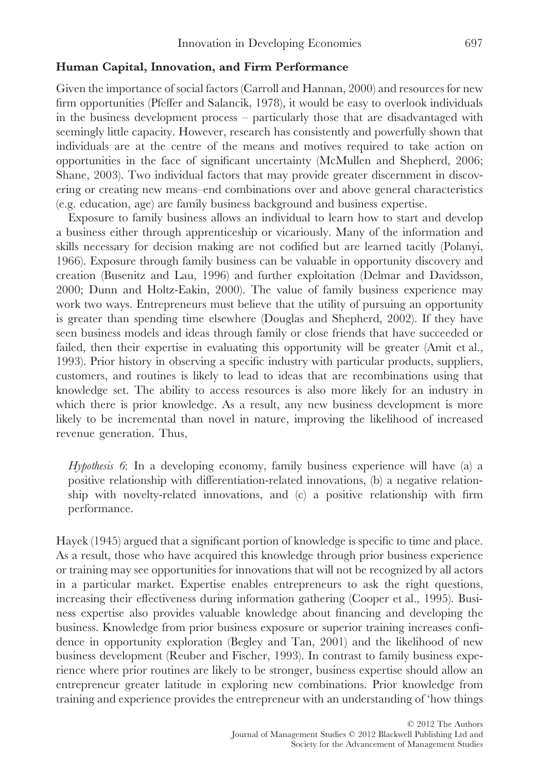### Human Capital, Innovation, and Firm Performance

Given the importance of social factors (Carroll and Hannan, 2000) and resources for new firm opportunities (Pfeffer and Salancik, 1978), it would be easy to overlook individuals in the business development process – particularly those that are disadvantaged with seemingly little capacity. However, research has consistently and powerfully shown that individuals are at the centre of the means and motives required to take action on opportunities in the face of significant uncertainty (McMullen and Shepherd, 2006; Shane, 2003). Two individual factors that may provide greater discernment in discovering or creating new means–end combinations over and above general characteristics (e.g. education, age) are family business background and business expertise.

Exposure to family business allows an individual to learn how to start and develop a business either through apprenticeship or vicariously. Many of the information and skills necessary for decision making are not codified but are learned tacitly (Polanyi, 1966). Exposure through family business can be valuable in opportunity discovery and creation (Busenitz and Lau, 1996) and further exploitation (Delmar and Davidsson, 2000; Dunn and Holtz-Eakin, 2000). The value of family business experience may work two ways. Entrepreneurs must believe that the utility of pursuing an opportunity is greater than spending time elsewhere (Douglas and Shepherd, 2002). If they have seen business models and ideas through family or close friends that have succeeded or failed, then their expertise in evaluating this opportunity will be greater (Amit et al., 1993). Prior history in observing a specific industry with particular products, suppliers, customers, and routines is likely to lead to ideas that are recombinations using that knowledge set. The ability to access resources is also more likely for an industry in which there is prior knowledge. As a result, any new business development is more likely to be incremental than novel in nature, improving the likelihood of increased revenue generation. Thus,

> *Hypothesis 6*: In a developing economy, family business experience will have (a) a positive relationship with differentiation-related innovations, (b) a negative relationship with novelty-related innovations, and (c) a positive relationship with firm performance.

Hayek (1945) argued that a significant portion of knowledge is specific to time and place. As a result, those who have acquired this knowledge through prior business experience or training may see opportunities for innovations that will not be recognized by all actors in a particular market. Expertise enables entrepreneurs to ask the right questions, increasing their effectiveness during information gathering (Cooper et al., 1995). Business expertise also provides valuable knowledge about financing and developing the business. Knowledge from prior business exposure or superior training increases confidence in opportunity exploration (Begley and Tan, 2001) and the likelihood of new business development (Reuber and Fischer, 1993). In contrast to family business experience where prior routines are likely to be stronger, business expertise should allow an entrepreneur greater latitude in exploring new combinations. Prior knowledge from training and experience provides the entrepreneur with an understanding of 'how things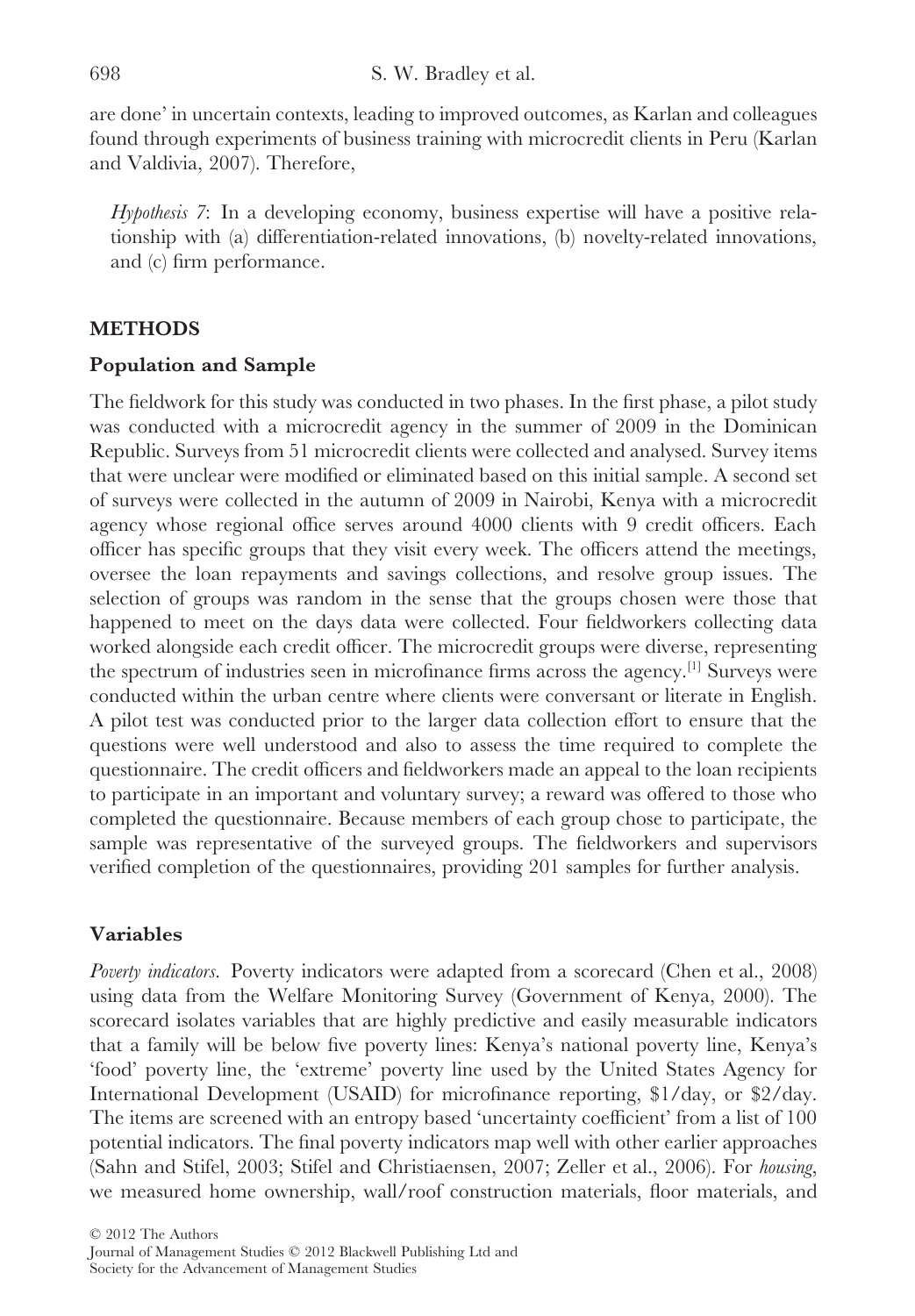are done' in uncertain contexts, leading to improved outcomes, as Karlan and colleagues found through experiments of business training with microcredit clients in Peru (Karlan and Valdivia, 2007). Therefore,

> *Hypothesis 7*: In a developing economy, business expertise will have a positive relationship with (a) differentiation-related innovations, (b) novelty-related innovations, and (c) firm performance.

## METHODS

### Population and Sample

The fieldwork for this study was conducted in two phases. In the first phase, a pilot study was conducted with a microcredit agency in the summer of 2009 in the Dominican Republic. Surveys from 51 microcredit clients were collected and analysed. Survey items that were unclear were modified or eliminated based on this initial sample. A second set of surveys were collected in the autumn of 2009 in Nairobi, Kenya with a microcredit agency whose regional office serves around 4000 clients with 9 credit officers. Each officer has specific groups that they visit every week. The officers attend the meetings, oversee the loan repayments and savings collections, and resolve group issues. The selection of groups was random in the sense that the groups chosen were those that happened to meet on the days data were collected. Four fieldworkers collecting data worked alongside each credit officer. The microcredit groups were diverse, representing the spectrum of industries seen in microfinance firms across the agency.[1] Surveys were conducted within the urban centre where clients were conversant or literate in English. A pilot test was conducted prior to the larger data collection effort to ensure that the questions were well understood and also to assess the time required to complete the questionnaire. The credit officers and fieldworkers made an appeal to the loan recipients to participate in an important and voluntary survey; a reward was offered to those who completed the questionnaire. Because members of each group chose to participate, the sample was representative of the surveyed groups. The fieldworkers and supervisors verified completion of the questionnaires, providing 201 samples for further analysis.

### Variables

*Poverty indicators.* Poverty indicators were adapted from a scorecard (Chen et al., 2008) using data from the Welfare Monitoring Survey (Government of Kenya, 2000). The scorecard isolates variables that are highly predictive and easily measurable indicators that a family will be below five poverty lines: Kenya's national poverty line, Kenya's 'food' poverty line, the 'extreme' poverty line used by the United States Agency for International Development (USAID) for microfinance reporting, $1/day, or $2/day. The items are screened with an entropy based 'uncertainty coefficient' from a list of 100 potential indicators. The final poverty indicators map well with other earlier approaches (Sahn and Stifel, 2003; Stifel and Christiaensen, 2007; Zeller et al., 2006). For *housing*, we measured home ownership, wall/roof construction materials, floor materials, and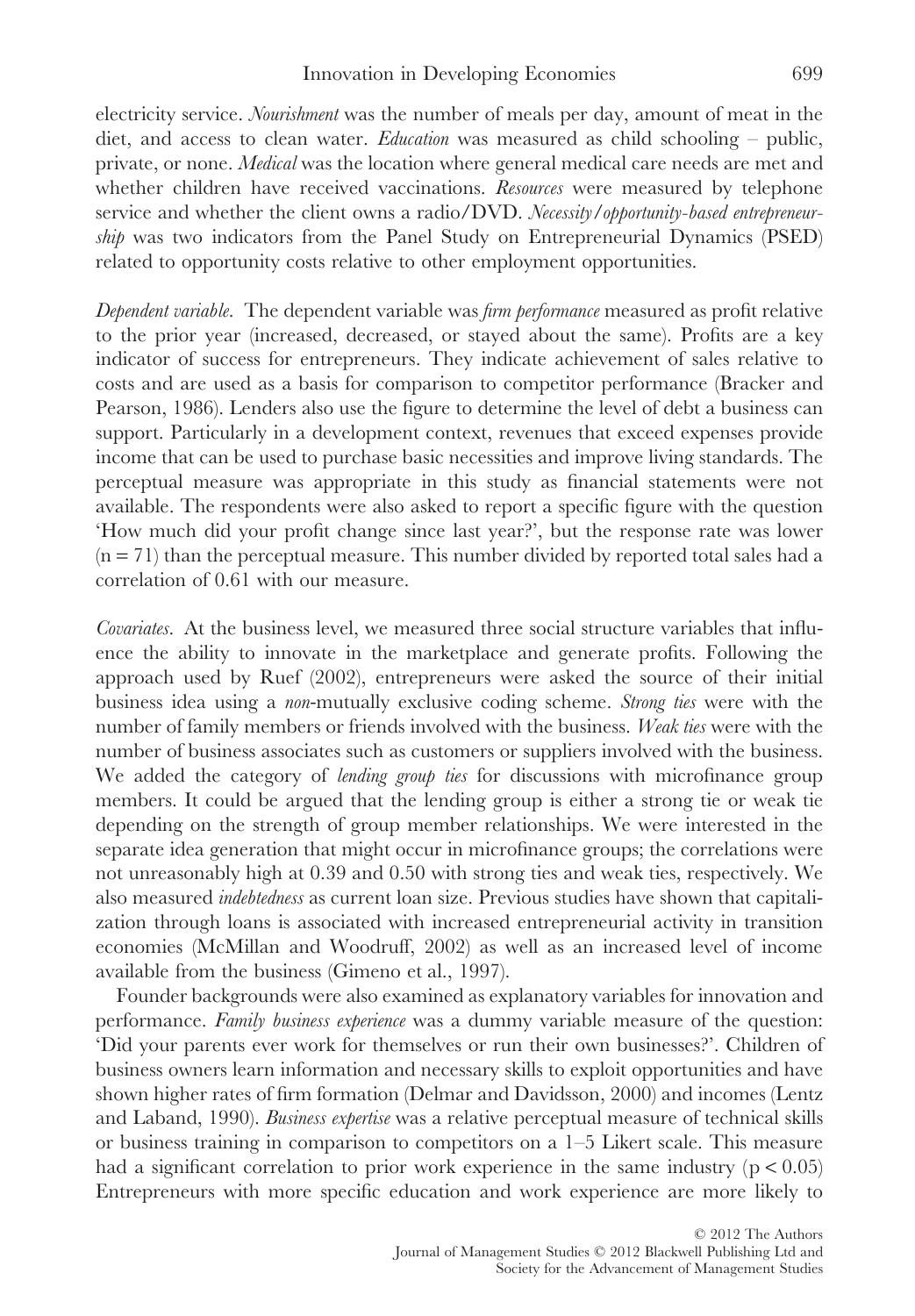electricity service. *Nourishment* was the number of meals per day, amount of meat in the diet, and access to clean water. *Education* was measured as child schooling – public, private, or none. *Medical* was the location where general medical care needs are met and whether children have received vaccinations. *Resources* were measured by telephone service and whether the client owns a radio/DVD. *Necessity/opportunity-based entrepreneurship* was two indicators from the Panel Study on Entrepreneurial Dynamics (PSED) related to opportunity costs relative to other employment opportunities.

*Dependent variable.* The dependent variable was *firm performance* measured as profit relative to the prior year (increased, decreased, or stayed about the same). Profits are a key indicator of success for entrepreneurs. They indicate achievement of sales relative to costs and are used as a basis for comparison to competitor performance (Bracker and Pearson, 1986). Lenders also use the figure to determine the level of debt a business can support. Particularly in a development context, revenues that exceed expenses provide income that can be used to purchase basic necessities and improve living standards. The perceptual measure was appropriate in this study as financial statements were not available. The respondents were also asked to report a specific figure with the question 'How much did your profit change since last year?', but the response rate was lower ($n = 71$) than the perceptual measure. This number divided by reported total sales had a correlation of 0.61 with our measure.

*Covariates.* At the business level, we measured three social structure variables that influence the ability to innovate in the marketplace and generate profits. Following the approach used by Ruef (2002), entrepreneurs were asked the source of their initial business idea using a *non*-mutually exclusive coding scheme. *Strong ties* were with the number of family members or friends involved with the business. *Weak ties* were with the number of business associates such as customers or suppliers involved with the business. We added the category of *lending group ties* for discussions with microfinance group members. It could be argued that the lending group is either a strong tie or weak tie depending on the strength of group member relationships. We were interested in the separate idea generation that might occur in microfinance groups; the correlations were not unreasonably high at 0.39 and 0.50 with strong ties and weak ties, respectively. We also measured *indebtedness* as current loan size. Previous studies have shown that capitalization through loans is associated with increased entrepreneurial activity in transition economies (McMillan and Woodruff, 2002) as well as an increased level of income available from the business (Gimeno et al., 1997).

Founder backgrounds were also examined as explanatory variables for innovation and performance. *Family business experience* was a dummy variable measure of the question: 'Did your parents ever work for themselves or run their own businesses?'. Children of business owners learn information and necessary skills to exploit opportunities and have shown higher rates of firm formation (Delmar and Davidsson, 2000) and incomes (Lentz and Laband, 1990). *Business expertise* was a relative perceptual measure of technical skills or business training in comparison to competitors on a 1–5 Likert scale. This measure had a significant correlation to prior work experience in the same industry ($p < 0.05$) Entrepreneurs with more specific education and work experience are more likely to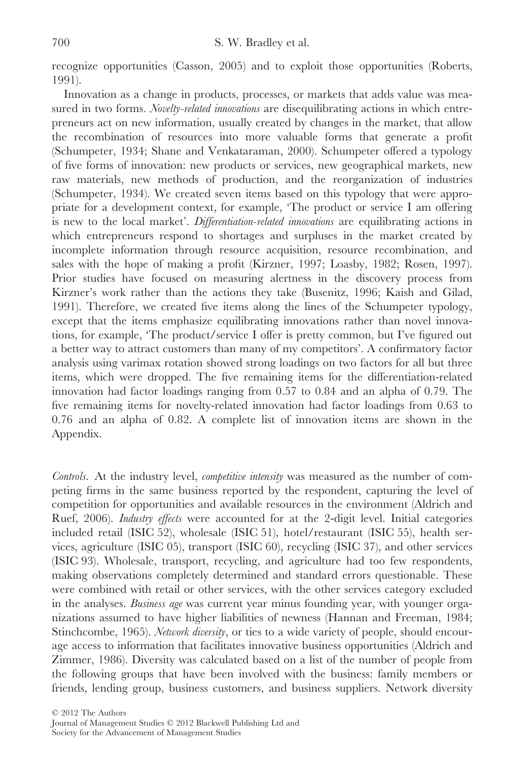recognize opportunities (Casson, 2005) and to exploit those opportunities (Roberts, 1991).

Innovation as a change in products, processes, or markets that adds value was measured in two forms. *Novelty-related innovations* are disequilibrating actions in which entrepreneurs act on new information, usually created by changes in the market, that allow the recombination of resources into more valuable forms that generate a profit (Schumpeter, 1934; Shane and Venkataraman, 2000). Schumpeter offered a typology of five forms of innovation: new products or services, new geographical markets, new raw materials, new methods of production, and the reorganization of industries (Schumpeter, 1934). We created seven items based on this typology that were appropriate for a development context, for example, 'The product or service I am offering is new to the local market'. *Differentiation-related innovations* are equilibrating actions in which entrepreneurs respond to shortages and surpluses in the market created by incomplete information through resource acquisition, resource recombination, and sales with the hope of making a profit (Kirzner, 1997; Loasby, 1982; Rosen, 1997). Prior studies have focused on measuring alertness in the discovery process from Kirzner's work rather than the actions they take (Busenitz, 1996; Kaish and Gilad, 1991). Therefore, we created five items along the lines of the Schumpeter typology, except that the items emphasize equilibrating innovations rather than novel innovations, for example, 'The product/service I offer is pretty common, but I've figured out a better way to attract customers than many of my competitors'. A confirmatory factor analysis using varimax rotation showed strong loadings on two factors for all but three items, which were dropped. The five remaining items for the differentiation-related innovation had factor loadings ranging from 0.57 to 0.84 and an alpha of 0.79. The five remaining items for novelty-related innovation had factor loadings from 0.63 to 0.76 and an alpha of 0.82. A complete list of innovation items are shown in the Appendix.

*Controls*. At the industry level, *competitive intensity* was measured as the number of competing firms in the same business reported by the respondent, capturing the level of competition for opportunities and available resources in the environment (Aldrich and Ruef, 2006). *Industry effects* were accounted for at the 2-digit level. Initial categories included retail (ISIC 52), wholesale (ISIC 51), hotel/restaurant (ISIC 55), health services, agriculture (ISIC 05), transport (ISIC 60), recycling (ISIC 37), and other services (ISIC 93). Wholesale, transport, recycling, and agriculture had too few respondents, making observations completely determined and standard errors questionable. These were combined with retail or other services, with the other services category excluded in the analyses. *Business age* was current year minus founding year, with younger organizations assumed to have higher liabilities of newness (Hannan and Freeman, 1984; Stinchcombe, 1965). *Network diversity*, or ties to a wide variety of people, should encourage access to information that facilitates innovative business opportunities (Aldrich and Zimmer, 1986). Diversity was calculated based on a list of the number of people from the following groups that have been involved with the business: family members or friends, lending group, business customers, and business suppliers. Network diversity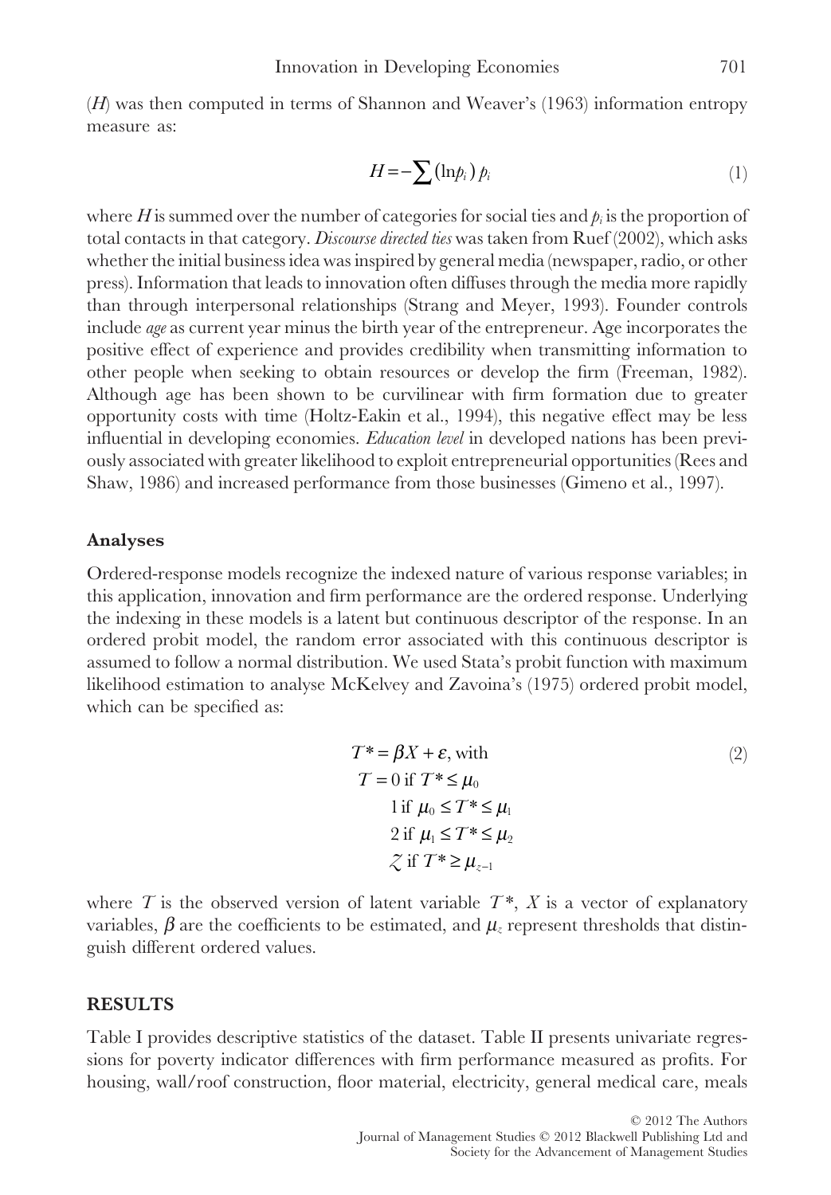($H$) was then computed in terms of Shannon and Weaver's (1963) information entropy measure as:

$$H = -\sum (\ln p_i)\, p_i \tag{1}$$

where $H$ is summed over the number of categories for social ties and $p_i$ is the proportion of total contacts in that category. *Discourse directed ties* was taken from Ruef (2002), which asks whether the initial business idea was inspired by general media (newspaper, radio, or other press). Information that leads to innovation often diffuses through the media more rapidly than through interpersonal relationships (Strang and Meyer, 1993). Founder controls include *age* as current year minus the birth year of the entrepreneur. Age incorporates the positive effect of experience and provides credibility when transmitting information to other people when seeking to obtain resources or develop the firm (Freeman, 1982). Although age has been shown to be curvilinear with firm formation due to greater opportunity costs with time (Holtz-Eakin et al., 1994), this negative effect may be less influential in developing economies. *Education level* in developed nations has been previously associated with greater likelihood to exploit entrepreneurial opportunities (Rees and Shaw, 1986) and increased performance from those businesses (Gimeno et al., 1997).

### Analyses

Ordered-response models recognize the indexed nature of various response variables; in this application, innovation and firm performance are the ordered response. Underlying the indexing in these models is a latent but continuous descriptor of the response. In an ordered probit model, the random error associated with this continuous descriptor is assumed to follow a normal distribution. We used Stata's probit function with maximum likelihood estimation to analyse McKelvey and Zavoina's (1975) ordered probit model, which can be specified as:

$$\begin{aligned} T^* &= \beta X + \varepsilon, \text{ with} \\ T &= 0 \text{ if } T^* \leq \mu_0 \\ &\quad 1 \text{ if } \mu_0 \leq T^* \leq \mu_1 \\ &\quad 2 \text{ if } \mu_1 \leq T^* \leq \mu_2 \\ &\quad Z \text{ if } T^* \geq \mu_{z-1} \end{aligned} \tag{2}$$

where $T$ is the observed version of latent variable $T^*$, $X$ is a vector of explanatory variables, $\beta$ are the coefficients to be estimated, and $\mu_z$ represent thresholds that distinguish different ordered values.

## RESULTS

Table I provides descriptive statistics of the dataset. Table II presents univariate regressions for poverty indicator differences with firm performance measured as profits. For housing, wall/roof construction, floor material, electricity, general medical care, meals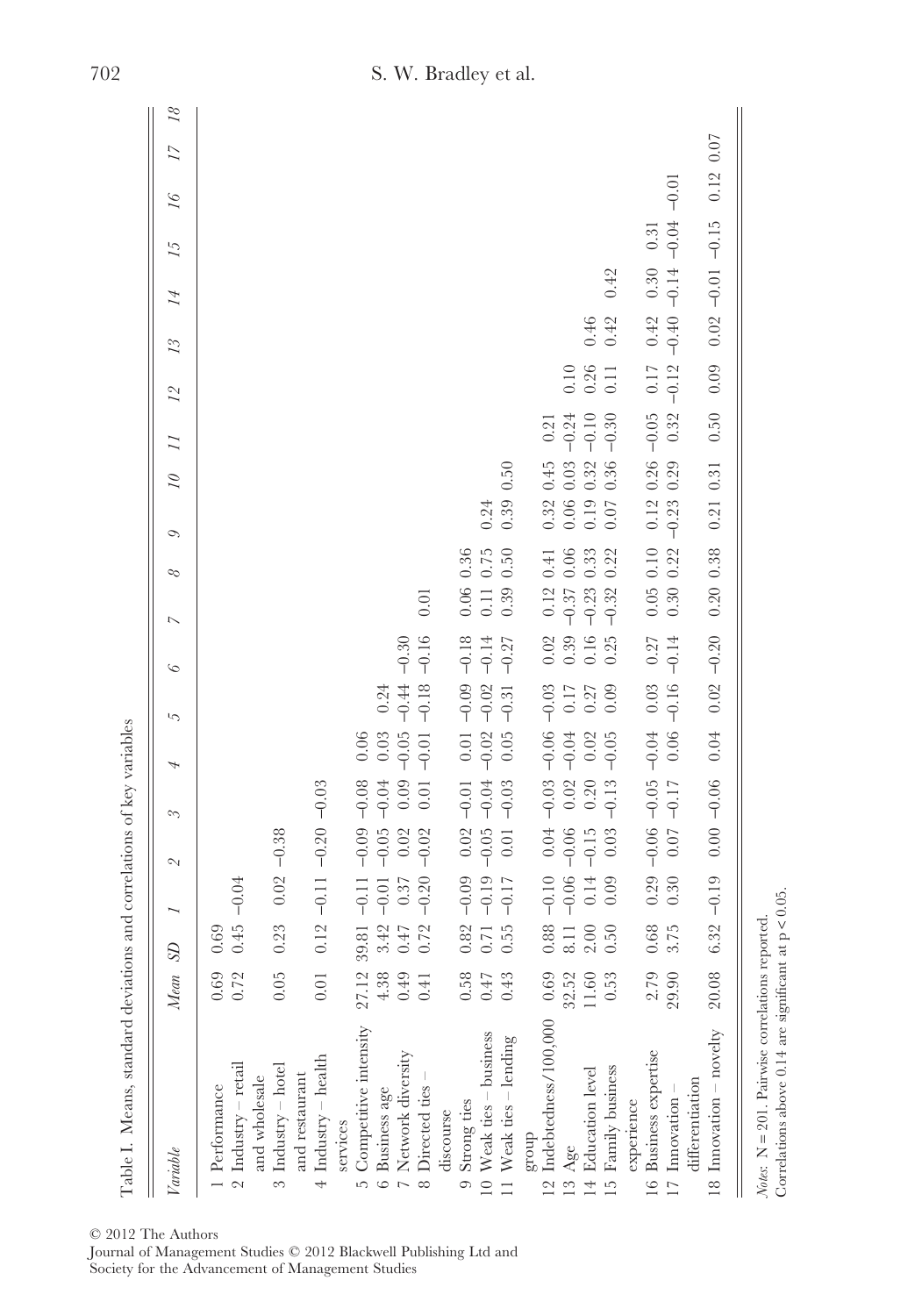Table I. Means, standard deviations and correlations of key variables

| *Variable* | *Mean* | *SD* | *1* | *2* | *3* | *4* | *5* | *6* | *7* | *8* | *9* | *10* | *11* | *12* | *13* | *14* | *15* | *16* | *17* | *18* |
|---|---|---|---|---|---|---|---|---|---|---|---|---|---|---|---|---|---|---|---|---|
| 1 Performance | 0.69 | 0.69 | | | | | | | | | | | | | | | | | | |
| 2 Industry – retail and wholesale | 0.72 | 0.45 | −0.04 | | | | | | | | | | | | | | | | | |
| 3 Industry – hotel and restaurant | 0.05 | 0.23 | 0.02 | −0.38 | | | | | | | | | | | | | | | | |
| 4 Industry – health services | 0.01 | 0.12 | −0.11 | −0.20 | −0.03 | | | | | | | | | | | | | | | |
| 5 Competitive intensity | 27.12 | 39.81 | −0.11 | −0.09 | −0.08 | 0.06 | | | | | | | | | | | | | | |
| 6 Business age | 4.38 | 3.42 | −0.01 | −0.05 | −0.04 | 0.03 | 0.24 | | | | | | | | | | | | | |
| 7 Network diversity | 0.49 | 0.47 | 0.37 | 0.02 | 0.09 | −0.05 | −0.44 | −0.30 | | | | | | | | | | | | |
| 8 Directed ties – discourse | 0.41 | 0.72 | −0.20 | −0.02 | 0.01 | −0.01 | −0.18 | −0.16 | 0.01 | | | | | | | | | | | |
| 9 Strong ties | 0.58 | 0.82 | −0.09 | 0.02 | −0.01 | 0.01 | −0.09 | −0.18 | 0.06 | 0.36 | | | | | | | | | | |
| 10 Weak ties – business | 0.47 | 0.71 | −0.19 | −0.05 | −0.04 | −0.02 | −0.02 | −0.14 | 0.11 | 0.75 | 0.24 | | | | | | | | | |
| 11 Weak ties – lending group | 0.43 | 0.55 | −0.17 | 0.01 | −0.03 | 0.05 | −0.31 | −0.27 | 0.39 | 0.50 | 0.39 | 0.50 | | | | | | | | |
| 12 Indebtedness/100,000 | 0.69 | 0.88 | −0.10 | 0.04 | −0.03 | −0.06 | −0.03 | 0.02 | 0.12 | 0.41 | 0.32 | 0.45 | 0.21 | | | | | | | |
| 13 Age | 32.52 | 8.11 | −0.06 | −0.06 | 0.02 | −0.04 | 0.17 | 0.39 | −0.37 | 0.06 | 0.06 | 0.03 | −0.24 | 0.10 | | | | | | |
| 14 Education level | 11.60 | 2.00 | 0.14 | −0.15 | 0.20 | 0.02 | 0.27 | 0.16 | −0.23 | 0.33 | 0.19 | 0.32 | −0.10 | 0.26 | 0.46 | | | | | |
| 15 Family business experience | 0.53 | 0.50 | 0.09 | 0.03 | −0.13 | −0.05 | 0.09 | 0.25 | −0.32 | 0.22 | 0.07 | 0.36 | −0.30 | 0.11 | 0.42 | 0.42 | | | | |
| 16 Business expertise | 2.79 | 0.68 | 0.29 | −0.06 | −0.05 | −0.04 | 0.03 | 0.27 | 0.05 | 0.10 | 0.12 | 0.26 | −0.05 | 0.17 | 0.42 | 0.30 | 0.31 | | | |
| 17 Innovation – differentiation | 29.90 | 3.75 | 0.30 | 0.07 | −0.17 | 0.06 | −0.16 | −0.14 | 0.30 | 0.22 | −0.23 | 0.29 | 0.32 | −0.12 | −0.40 | −0.14 | −0.04 | −0.01 | | |
| 18 Innovation – novelty | 20.08 | 6.32 | −0.19 | 0.00 | −0.06 | 0.04 | 0.02 | −0.20 | 0.20 | 0.38 | 0.21 | 0.31 | 0.50 | 0.09 | 0.02 | −0.01 | −0.15 | 0.12 | 0.07 | |

*Notes*: N = 201. Pairwise correlations reported.
Correlations above 0.14 are significant at $p < 0.05$.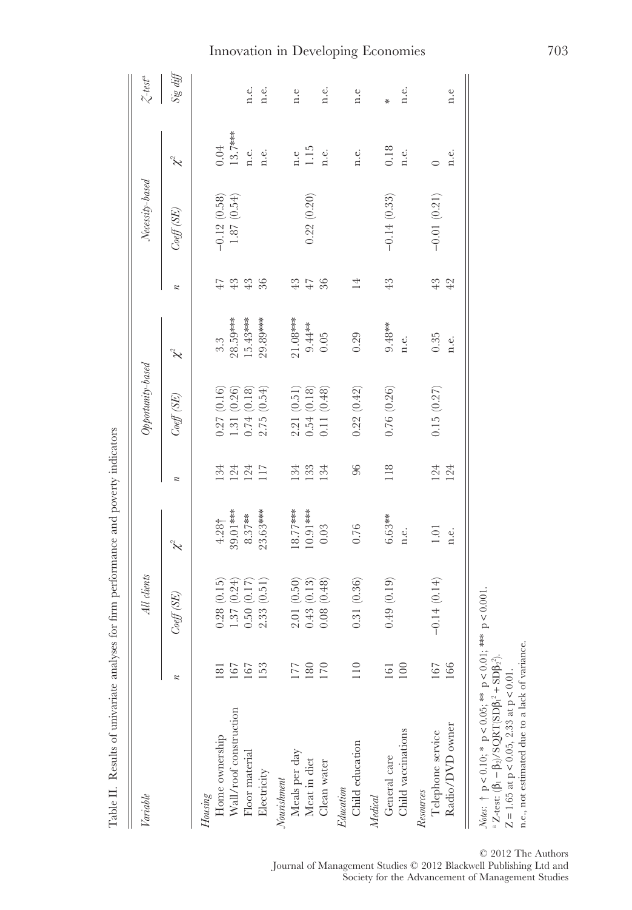Table II. Results of univariate analyses for firm performance and poverty indicators

| *Variable* | *All clients* | | | *Opportunity-based* | | | *Necessity-based* | | | *Z-test*[a] |
|---|---|---|---|---|---|---|---|---|---|---|
| | *n* | *Coeff (SE)* | $\chi^2$ | *n* | *Coeff (SE)* | $\chi^2$ | *n* | *Coeff (SE)* | $\chi^2$ | *Sig diff* |
| *Housing* | | | | | | | | | | |
| Home ownership | 181 | 0.28 (0.15) | 4.28† | 134 | 0.27 (0.16) | 3.3 | 47 | −0.12 (0.58) | 0.04 | |
| Wall/roof construction | 167 | 1.37 (0.24) | 39.01*** | 124 | 1.31 (0.26) | 28.59*** | 43 | 1.87 (0.54) | 13.7*** | |
| Floor material | 167 | 0.50 (0.17) | 8.37** | 124 | 0.74 (0.18) | 15.43*** | 43 | | n.e. | n.e. |
| Electricity | 153 | 2.33 (0.51) | 23.63*** | 117 | 2.75 (0.54) | 29.89*** | 36 | | n.e. | n.e. |
| *Nourishment* | | | | | | | | | | |
| Meals per day | 177 | 2.01 (0.50) | 18.77*** | 134 | 2.21 (0.51) | 21.08*** | 43 | | n.e | n.e |
| Meat in diet | 180 | 0.43 (0.13) | 10.91*** | 133 | 0.54 (0.18) | 9.44** | 47 | 0.22 (0.20) | 1.15 | |
| Clean water | 170 | 0.08 (0.48) | 0.03 | 134 | 0.11 (0.48) | 0.05 | 36 | | n.e. | n.e. |
| *Education* | | | | | | | | | | |
| Child education | 110 | 0.31 (0.36) | 0.76 | 96 | 0.22 (0.42) | 0.29 | 14 | | n.e. | n.e |
| *Medical* | | | | | | | | | | |
| General care | 161 | 0.49 (0.19) | 6.63** | 118 | 0.76 (0.26) | 9.48** | 43 | −0.14 (0.33) | 0.18 | * |
| Child vaccinations | 100 | | n.e. | | | n.e. | | | n.e. | n.e. |
| *Resources* | | | | | | | | | | |
| Telephone service | 167 | −0.14 (0.14) | 1.01 | 124 | 0.15 (0.27) | 0.35 | 43 | −0.01 (0.21) | 0 | |
| Radio/DVD owner | 166 | | n.e. | 124 | | n.e. | 42 | | n.e. | n.e |

*Notes*: † $p < 0.10$; * $p < 0.05$; ** $p < 0.01$; *** $p < 0.001$.

[a] Z-test: $(\beta_1 - \beta_2)/\text{SQRT}(\text{SD}\beta_1^2 + \text{SD}\beta_2^2)$.

$Z = 1.65$ at $p < 0.05$, 2.33 at $p < 0.01$.

n.e., not estimated due to a lack of variance.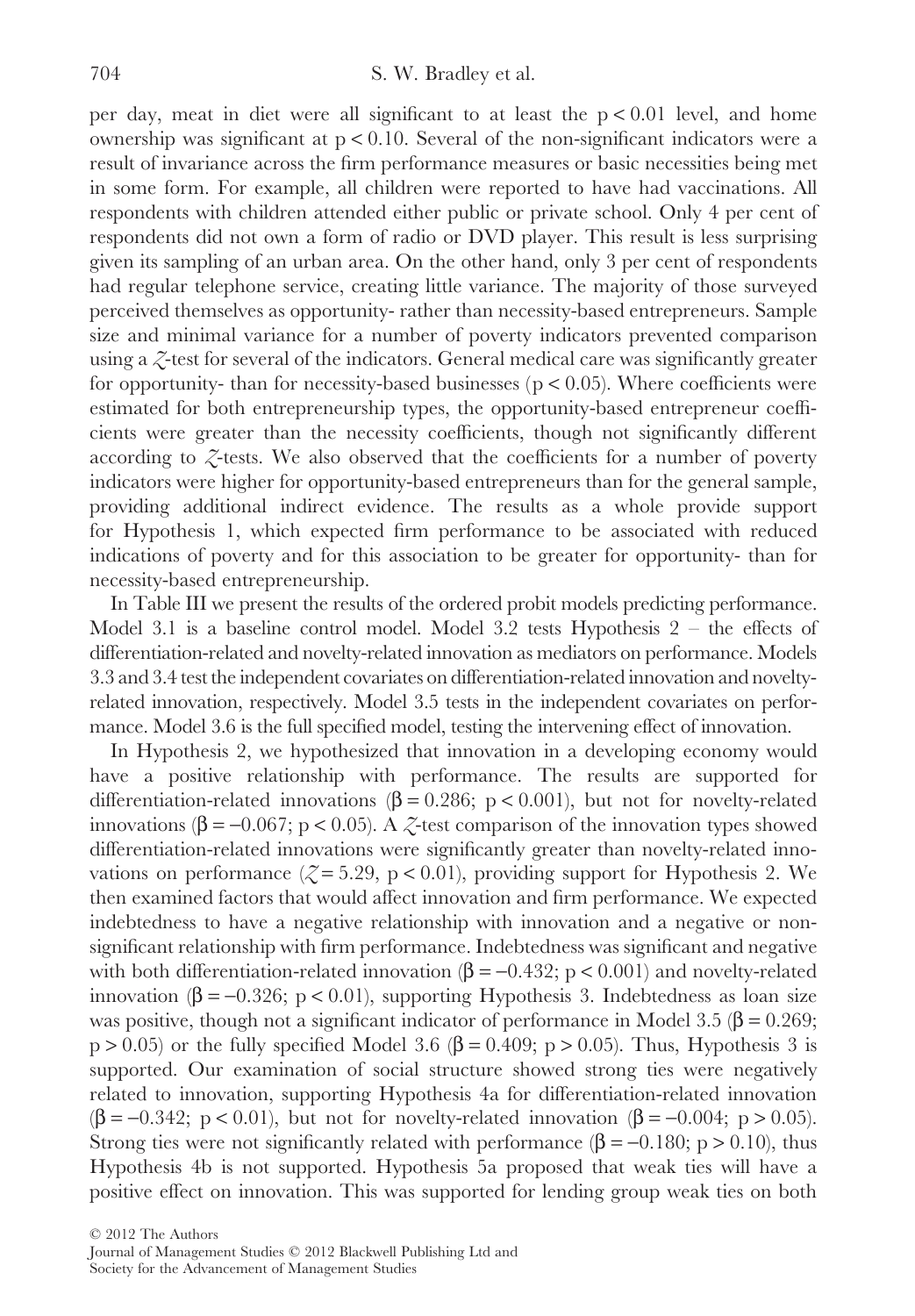per day, meat in diet were all significant to at least the $p < 0.01$ level, and home ownership was significant at $p < 0.10$. Several of the non-significant indicators were a result of invariance across the firm performance measures or basic necessities being met in some form. For example, all children were reported to have had vaccinations. All respondents with children attended either public or private school. Only 4 per cent of respondents did not own a form of radio or DVD player. This result is less surprising given its sampling of an urban area. On the other hand, only 3 per cent of respondents had regular telephone service, creating little variance. The majority of those surveyed perceived themselves as opportunity- rather than necessity-based entrepreneurs. Sample size and minimal variance for a number of poverty indicators prevented comparison using a $Z$-test for several of the indicators. General medical care was significantly greater for opportunity- than for necessity-based businesses ($p < 0.05$). Where coefficients were estimated for both entrepreneurship types, the opportunity-based entrepreneur coefficients were greater than the necessity coefficients, though not significantly different according to $Z$-tests. We also observed that the coefficients for a number of poverty indicators were higher for opportunity-based entrepreneurs than for the general sample, providing additional indirect evidence. The results as a whole provide support for Hypothesis 1, which expected firm performance to be associated with reduced indications of poverty and for this association to be greater for opportunity- than for necessity-based entrepreneurship.

In Table III we present the results of the ordered probit models predicting performance. Model 3.1 is a baseline control model. Model 3.2 tests Hypothesis 2 – the effects of differentiation-related and novelty-related innovation as mediators on performance. Models 3.3 and 3.4 test the independent covariates on differentiation-related innovation and novelty-related innovation, respectively. Model 3.5 tests in the independent covariates on performance. Model 3.6 is the full specified model, testing the intervening effect of innovation.

In Hypothesis 2, we hypothesized that innovation in a developing economy would have a positive relationship with performance. The results are supported for differentiation-related innovations ($\beta = 0.286$; $p < 0.001$), but not for novelty-related innovations ($\beta = -0.067$; $p < 0.05$). A $Z$-test comparison of the innovation types showed differentiation-related innovations were significantly greater than novelty-related innovations on performance ($Z = 5.29$, $p < 0.01$), providing support for Hypothesis 2. We then examined factors that would affect innovation and firm performance. We expected indebtedness to have a negative relationship with innovation and a negative or non-significant relationship with firm performance. Indebtedness was significant and negative with both differentiation-related innovation ($\beta = -0.432$; $p < 0.001$) and novelty-related innovation ($\beta = -0.326$; $p < 0.01$), supporting Hypothesis 3. Indebtedness as loan size was positive, though not a significant indicator of performance in Model 3.5 ($\beta = 0.269$; $p > 0.05$) or the fully specified Model 3.6 ($\beta = 0.409$; $p > 0.05$). Thus, Hypothesis 3 is supported. Our examination of social structure showed strong ties were negatively related to innovation, supporting Hypothesis 4a for differentiation-related innovation ($\beta = -0.342$; $p < 0.01$), but not for novelty-related innovation ($\beta = -0.004$; $p > 0.05$). Strong ties were not significantly related with performance ($\beta = -0.180$; $p > 0.10$), thus Hypothesis 4b is not supported. Hypothesis 5a proposed that weak ties will have a positive effect on innovation. This was supported for lending group weak ties on both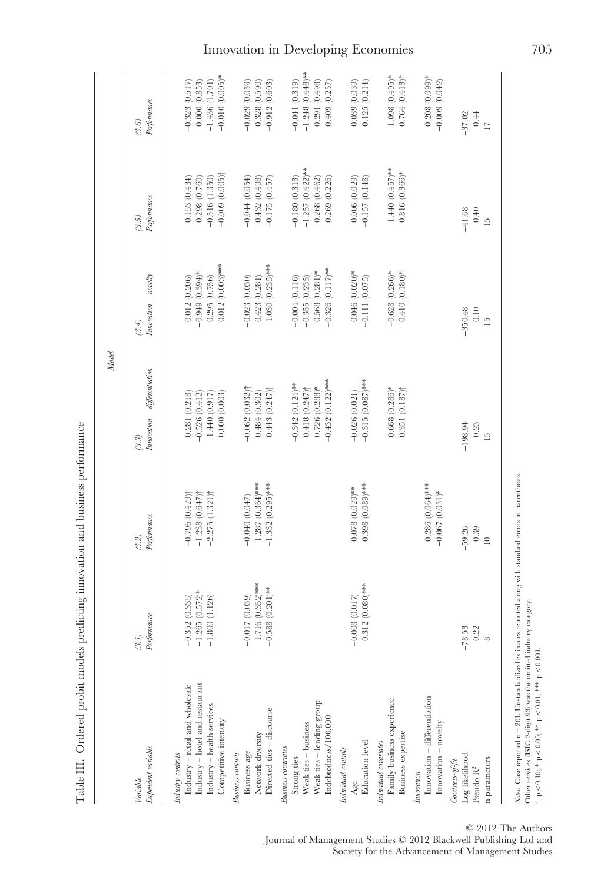Table III. Ordered probit models predicting innovation and business performance

| Variable | Model | | | | | |
|---|---|---|---|---|---|---|
| Dependent variable | (3.1) Performance | (3.2) Performance | (3.3) Innovation – differentiation | (3.4) Innovation – novelty | (3.5) Performance | (3.6) Performance |
| *Industry controls* | | | | | | |
| Industry – retail and wholesale | −0.352 (0.335) | −0.796 (0.429)† | 0.281 (0.218) | 0.012 (0.206) | 0.153 (0.434) | −0.323 (0.517) |
| Industry – hotel and restaurant | −1.265 (0.572)* | −1.238 (0.647)† | −0.526 (0.412) | −0.949 (0.394)* | 0.298 (0.760) | 0.000 (0.853) |
| Industry – health services | −1.800 (1.126) | −2.275 (1.321)† | 1.440 (0.917) | 0.295 (0.756) | −0.516 (1.350) | −1.436 (1.701) |
| Competitive intensity | | | 0.000 (0.003) | 0.012 (0.003)*** | −0.009 (0.005)† | −0.010 (0.005)* |
| *Business controls* | | | | | | |
| Business age | −0.017 (0.039) | −0.040 (0.047) | −0.062 (0.032)† | −0.023 (0.030) | −0.044 (0.054) | −0.029 (0.059) |
| Network diversity | 1.716 (0.352)*** | 1.287 (0.364)*** | 0.484 (0.302) | 0.423 (0.281) | 0.432 (0.498) | 0.328 (0.590) |
| Directed ties – discourse | −0.588 (0.201)** | −1.332 (0.295)*** | 0.443 (0.247)† | 1.030 (0.235)*** | −0.175 (0.457) | −0.912 (0.603) |
| *Business covariates* | | | | | | |
| Strong ties | | | −0.342 (0.124)** | −0.004 (0.116) | −0.180 (0.313) | −0.041 (0.319) |
| Weak ties – business | | | 0.418 (0.247)† | −0.355 (0.235) | −1.257 (0.422)** | −1.248 (0.448)** |
| Weak ties – lending group | | | 0.726 (0.288)* | 0.568 (0.281)* | 0.268 (0.462) | 0.291 (0.498) |
| Indebtedness/100,000 | | | −0.432 (0.122)*** | −0.326 (0.117)** | 0.269 (0.226) | 0.409 (0.257) |
| *Individual controls* | | | | | | |
| Age | −0.008 (0.017) | 0.078 (0.029)** | −0.026 (0.021) | 0.046 (0.020)* | 0.006 (0.029) | 0.039 (0.039) |
| Education level | 0.312 (0.080)*** | 0.398 (0.089)*** | −0.315 (0.087)*** | −0.111 (0.075) | −0.157 (0.148) | 0.125 (0.214) |
| *Individual covariates* | | | | | | |
| Family business experience | | | 0.668 (0.286)* | −0.628 (0.266)* | 1.440 (0.457)** | 1.098 (0.495)* |
| Business expertise | | | 0.351 (0.187)† | 0.410 (0.180)* | 0.816 (0.366)* | 0.764 (0.413)† |
| *Innovation* | | | | | | |
| Innovation – differentiation | | 0.286 (0.064)*** | | | | 0.208 (0.099)* |
| Innovation – novelty | | −0.067 (0.031)* | | | | −0.009 (0.042) |
| *Goodness-of-fit* | | | | | | |
| Log likelihood | −78.53 | −59.26 | −198.94 | −350.48 | −41.68 | −37.02 |
| Pseudo $R^2$ | 0.22 | 0.39 | 0.23 | 0.10 | 0.40 | 0.44 |
| n parameters | 8 | 10 | 15 | 15 | 15 | 17 |

*Notes:* Case reported n = 201. Unstandardized estimates reported along with standard errors in parentheses.
Other services (ISIC 2-digit 93) was the omitted industry category.
† $p < 0.10$; * $p < 0.05$; ** $p < 0.01$; *** $p < 0.001$.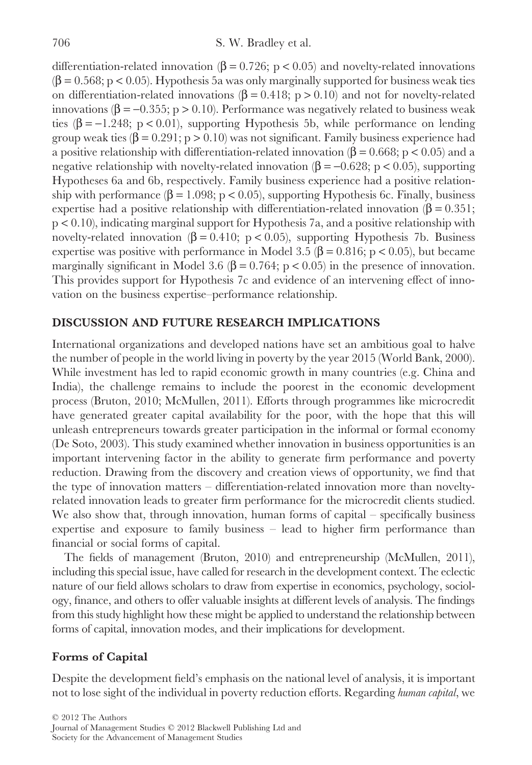differentiation-related innovation ($\beta = 0.726$; $p < 0.05$) and novelty-related innovations ($\beta = 0.568$; $p < 0.05$). Hypothesis 5a was only marginally supported for business weak ties on differentiation-related innovations ($\beta = 0.418$; $p > 0.10$) and not for novelty-related innovations ($\beta = -0.355$; $p > 0.10$). Performance was negatively related to business weak ties ($\beta = -1.248$; $p < 0.01$), supporting Hypothesis 5b, while performance on lending group weak ties ($\beta = 0.291$; $p > 0.10$) was not significant. Family business experience had a positive relationship with differentiation-related innovation ($\beta = 0.668$; $p < 0.05$) and a negative relationship with novelty-related innovation ($\beta = -0.628$; $p < 0.05$), supporting Hypotheses 6a and 6b, respectively. Family business experience had a positive relationship with performance ($\beta = 1.098$; $p < 0.05$), supporting Hypothesis 6c. Finally, business expertise had a positive relationship with differentiation-related innovation ($\beta = 0.351$; $p < 0.10$), indicating marginal support for Hypothesis 7a, and a positive relationship with novelty-related innovation ($\beta = 0.410$; $p < 0.05$), supporting Hypothesis 7b. Business expertise was positive with performance in Model 3.5 ($\beta = 0.816$; $p < 0.05$), but became marginally significant in Model 3.6 ($\beta = 0.764$; $p < 0.05$) in the presence of innovation. This provides support for Hypothesis 7c and evidence of an intervening effect of innovation on the business expertise–performance relationship.

## DISCUSSION AND FUTURE RESEARCH IMPLICATIONS

International organizations and developed nations have set an ambitious goal to halve the number of people in the world living in poverty by the year 2015 (World Bank, 2000). While investment has led to rapid economic growth in many countries (e.g. China and India), the challenge remains to include the poorest in the economic development process (Bruton, 2010; McMullen, 2011). Efforts through programmes like microcredit have generated greater capital availability for the poor, with the hope that this will unleash entrepreneurs towards greater participation in the informal or formal economy (De Soto, 2003). This study examined whether innovation in business opportunities is an important intervening factor in the ability to generate firm performance and poverty reduction. Drawing from the discovery and creation views of opportunity, we find that the type of innovation matters – differentiation-related innovation more than novelty-related innovation leads to greater firm performance for the microcredit clients studied. We also show that, through innovation, human forms of capital – specifically business expertise and exposure to family business – lead to higher firm performance than financial or social forms of capital.

The fields of management (Bruton, 2010) and entrepreneurship (McMullen, 2011), including this special issue, have called for research in the development context. The eclectic nature of our field allows scholars to draw from expertise in economics, psychology, sociology, finance, and others to offer valuable insights at different levels of analysis. The findings from this study highlight how these might be applied to understand the relationship between forms of capital, innovation modes, and their implications for development.

### Forms of Capital

Despite the development field's emphasis on the national level of analysis, it is important not to lose sight of the individual in poverty reduction efforts. Regarding *human capital*, we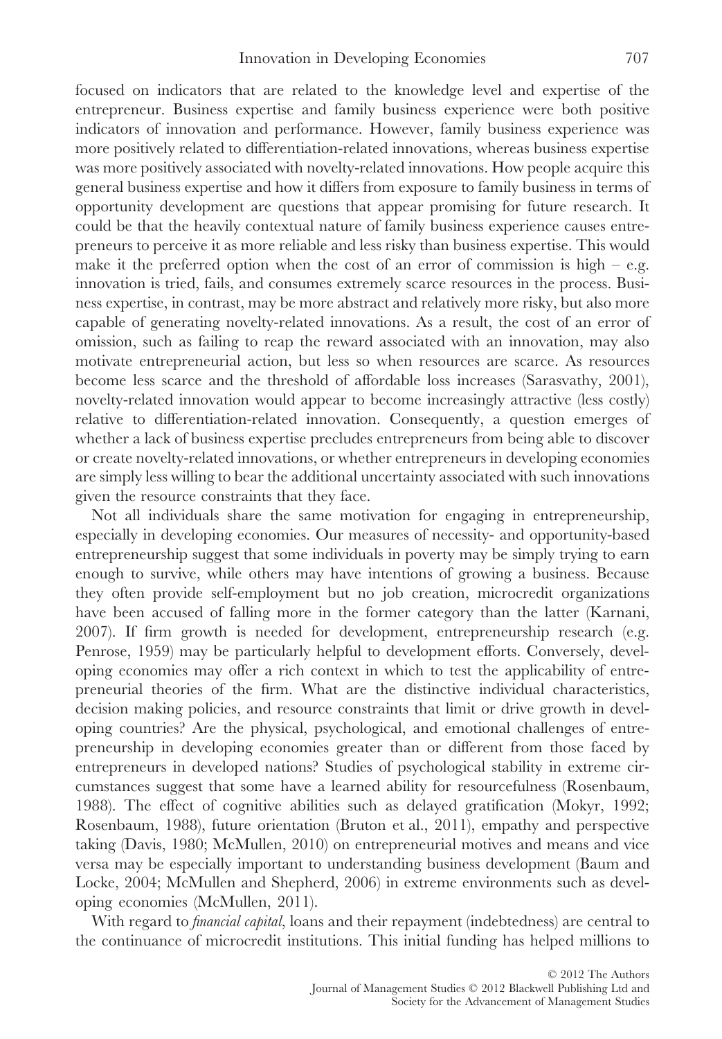focused on indicators that are related to the knowledge level and expertise of the entrepreneur. Business expertise and family business experience were both positive indicators of innovation and performance. However, family business experience was more positively related to differentiation-related innovations, whereas business expertise was more positively associated with novelty-related innovations. How people acquire this general business expertise and how it differs from exposure to family business in terms of opportunity development are questions that appear promising for future research. It could be that the heavily contextual nature of family business experience causes entrepreneurs to perceive it as more reliable and less risky than business expertise. This would make it the preferred option when the cost of an error of commission is high – e.g. innovation is tried, fails, and consumes extremely scarce resources in the process. Business expertise, in contrast, may be more abstract and relatively more risky, but also more capable of generating novelty-related innovations. As a result, the cost of an error of omission, such as failing to reap the reward associated with an innovation, may also motivate entrepreneurial action, but less so when resources are scarce. As resources become less scarce and the threshold of affordable loss increases (Sarasvathy, 2001), novelty-related innovation would appear to become increasingly attractive (less costly) relative to differentiation-related innovation. Consequently, a question emerges of whether a lack of business expertise precludes entrepreneurs from being able to discover or create novelty-related innovations, or whether entrepreneurs in developing economies are simply less willing to bear the additional uncertainty associated with such innovations given the resource constraints that they face.

Not all individuals share the same motivation for engaging in entrepreneurship, especially in developing economies. Our measures of necessity- and opportunity-based entrepreneurship suggest that some individuals in poverty may be simply trying to earn enough to survive, while others may have intentions of growing a business. Because they often provide self-employment but no job creation, microcredit organizations have been accused of falling more in the former category than the latter (Karnani, 2007). If firm growth is needed for development, entrepreneurship research (e.g. Penrose, 1959) may be particularly helpful to development efforts. Conversely, developing economies may offer a rich context in which to test the applicability of entrepreneurial theories of the firm. What are the distinctive individual characteristics, decision making policies, and resource constraints that limit or drive growth in developing countries? Are the physical, psychological, and emotional challenges of entrepreneurship in developing economies greater than or different from those faced by entrepreneurs in developed nations? Studies of psychological stability in extreme circumstances suggest that some have a learned ability for resourcefulness (Rosenbaum, 1988). The effect of cognitive abilities such as delayed gratification (Mokyr, 1992; Rosenbaum, 1988), future orientation (Bruton et al., 2011), empathy and perspective taking (Davis, 1980; McMullen, 2010) on entrepreneurial motives and means and vice versa may be especially important to understanding business development (Baum and Locke, 2004; McMullen and Shepherd, 2006) in extreme environments such as developing economies (McMullen, 2011).

With regard to *financial capital*, loans and their repayment (indebtedness) are central to the continuance of microcredit institutions. This initial funding has helped millions to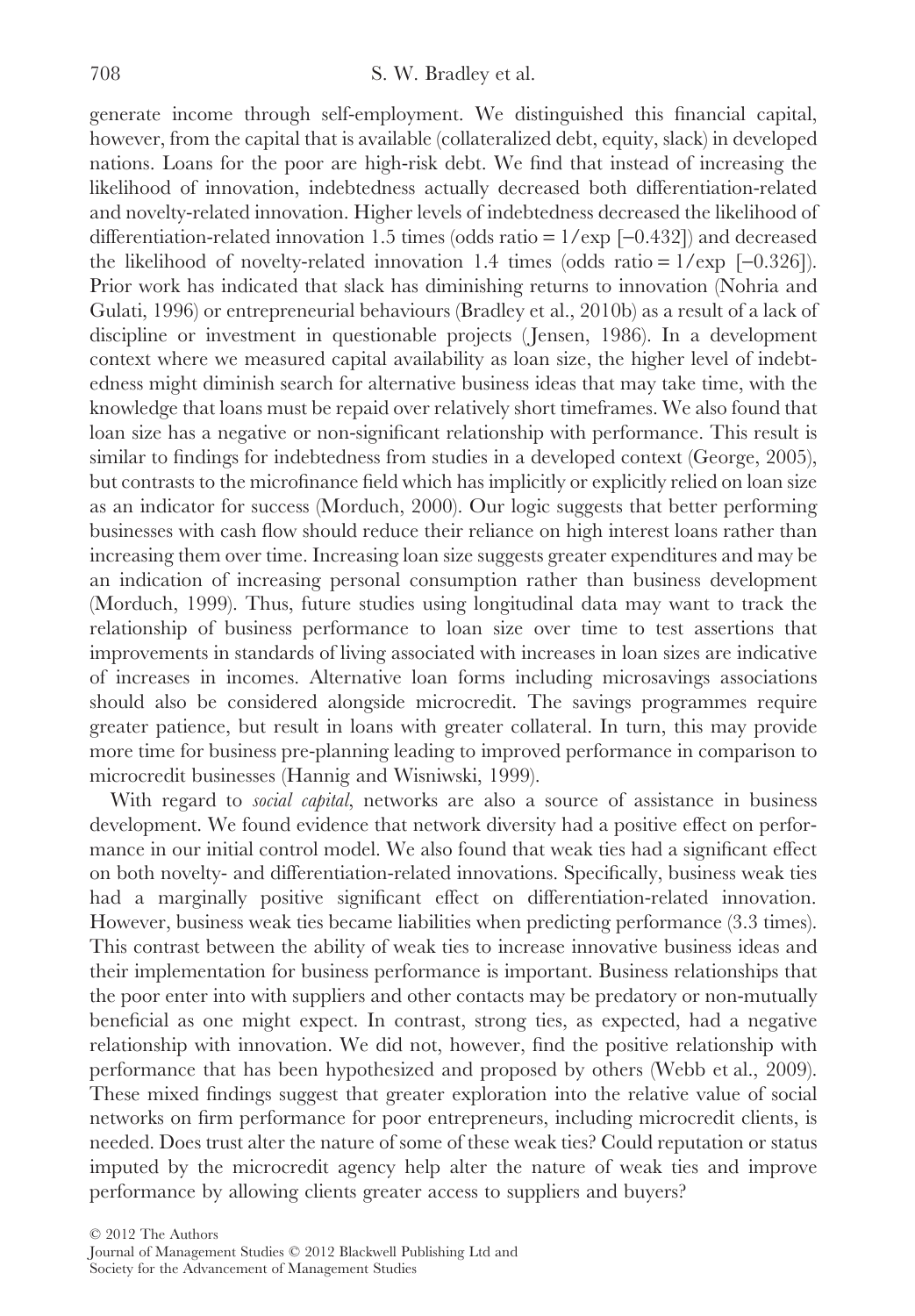generate income through self-employment. We distinguished this financial capital, however, from the capital that is available (collateralized debt, equity, slack) in developed nations. Loans for the poor are high-risk debt. We find that instead of increasing the likelihood of innovation, indebtedness actually decreased both differentiation-related and novelty-related innovation. Higher levels of indebtedness decreased the likelihood of differentiation-related innovation 1.5 times (odds ratio = $1/\exp[-0.432]$) and decreased the likelihood of novelty-related innovation 1.4 times (odds ratio = $1/\exp[-0.326]$). Prior work has indicated that slack has diminishing returns to innovation (Nohria and Gulati, 1996) or entrepreneurial behaviours (Bradley et al., 2010b) as a result of a lack of discipline or investment in questionable projects (Jensen, 1986). In a development context where we measured capital availability as loan size, the higher level of indebtedness might diminish search for alternative business ideas that may take time, with the knowledge that loans must be repaid over relatively short timeframes. We also found that loan size has a negative or non-significant relationship with performance. This result is similar to findings for indebtedness from studies in a developed context (George, 2005), but contrasts to the microfinance field which has implicitly or explicitly relied on loan size as an indicator for success (Morduch, 2000). Our logic suggests that better performing businesses with cash flow should reduce their reliance on high interest loans rather than increasing them over time. Increasing loan size suggests greater expenditures and may be an indication of increasing personal consumption rather than business development (Morduch, 1999). Thus, future studies using longitudinal data may want to track the relationship of business performance to loan size over time to test assertions that improvements in standards of living associated with increases in loan sizes are indicative of increases in incomes. Alternative loan forms including microsavings associations should also be considered alongside microcredit. The savings programmes require greater patience, but result in loans with greater collateral. In turn, this may provide more time for business pre-planning leading to improved performance in comparison to microcredit businesses (Hannig and Wisniwski, 1999).

With regard to *social capital*, networks are also a source of assistance in business development. We found evidence that network diversity had a positive effect on performance in our initial control model. We also found that weak ties had a significant effect on both novelty- and differentiation-related innovations. Specifically, business weak ties had a marginally positive significant effect on differentiation-related innovation. However, business weak ties became liabilities when predicting performance (3.3 times). This contrast between the ability of weak ties to increase innovative business ideas and their implementation for business performance is important. Business relationships that the poor enter into with suppliers and other contacts may be predatory or non-mutually beneficial as one might expect. In contrast, strong ties, as expected, had a negative relationship with innovation. We did not, however, find the positive relationship with performance that has been hypothesized and proposed by others (Webb et al., 2009). These mixed findings suggest that greater exploration into the relative value of social networks on firm performance for poor entrepreneurs, including microcredit clients, is needed. Does trust alter the nature of some of these weak ties? Could reputation or status imputed by the microcredit agency help alter the nature of weak ties and improve performance by allowing clients greater access to suppliers and buyers?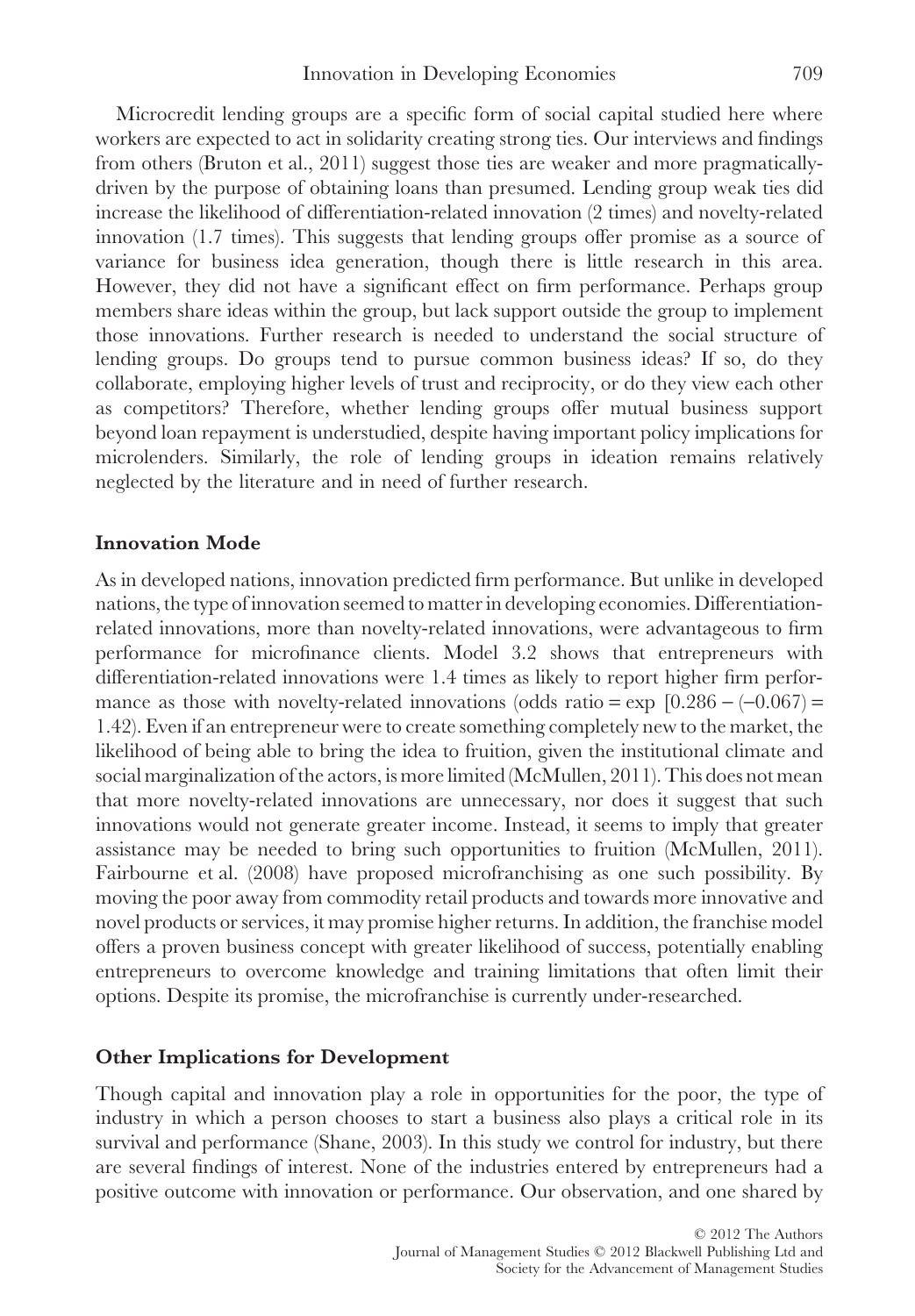Microcredit lending groups are a specific form of social capital studied here where workers are expected to act in solidarity creating strong ties. Our interviews and findings from others (Bruton et al., 2011) suggest those ties are weaker and more pragmatically-driven by the purpose of obtaining loans than presumed. Lending group weak ties did increase the likelihood of differentiation-related innovation (2 times) and novelty-related innovation (1.7 times). This suggests that lending groups offer promise as a source of variance for business idea generation, though there is little research in this area. However, they did not have a significant effect on firm performance. Perhaps group members share ideas within the group, but lack support outside the group to implement those innovations. Further research is needed to understand the social structure of lending groups. Do groups tend to pursue common business ideas? If so, do they collaborate, employing higher levels of trust and reciprocity, or do they view each other as competitors? Therefore, whether lending groups offer mutual business support beyond loan repayment is understudied, despite having important policy implications for microlenders. Similarly, the role of lending groups in ideation remains relatively neglected by the literature and in need of further research.

### Innovation Mode

As in developed nations, innovation predicted firm performance. But unlike in developed nations, the type of innovation seemed to matter in developing economies. Differentiation-related innovations, more than novelty-related innovations, were advantageous to firm performance for microfinance clients. Model 3.2 shows that entrepreneurs with differentiation-related innovations were 1.4 times as likely to report higher firm performance as those with novelty-related innovations (odds ratio = $\exp\ [0.286 - (-0.067)] = 1.42$). Even if an entrepreneur were to create something completely new to the market, the likelihood of being able to bring the idea to fruition, given the institutional climate and social marginalization of the actors, is more limited (McMullen, 2011). This does not mean that more novelty-related innovations are unnecessary, nor does it suggest that such innovations would not generate greater income. Instead, it seems to imply that greater assistance may be needed to bring such opportunities to fruition (McMullen, 2011). Fairbourne et al. (2008) have proposed microfranchising as one such possibility. By moving the poor away from commodity retail products and towards more innovative and novel products or services, it may promise higher returns. In addition, the franchise model offers a proven business concept with greater likelihood of success, potentially enabling entrepreneurs to overcome knowledge and training limitations that often limit their options. Despite its promise, the microfranchise is currently under-researched.

### Other Implications for Development

Though capital and innovation play a role in opportunities for the poor, the type of industry in which a person chooses to start a business also plays a critical role in its survival and performance (Shane, 2003). In this study we control for industry, but there are several findings of interest. None of the industries entered by entrepreneurs had a positive outcome with innovation or performance. Our observation, and one shared by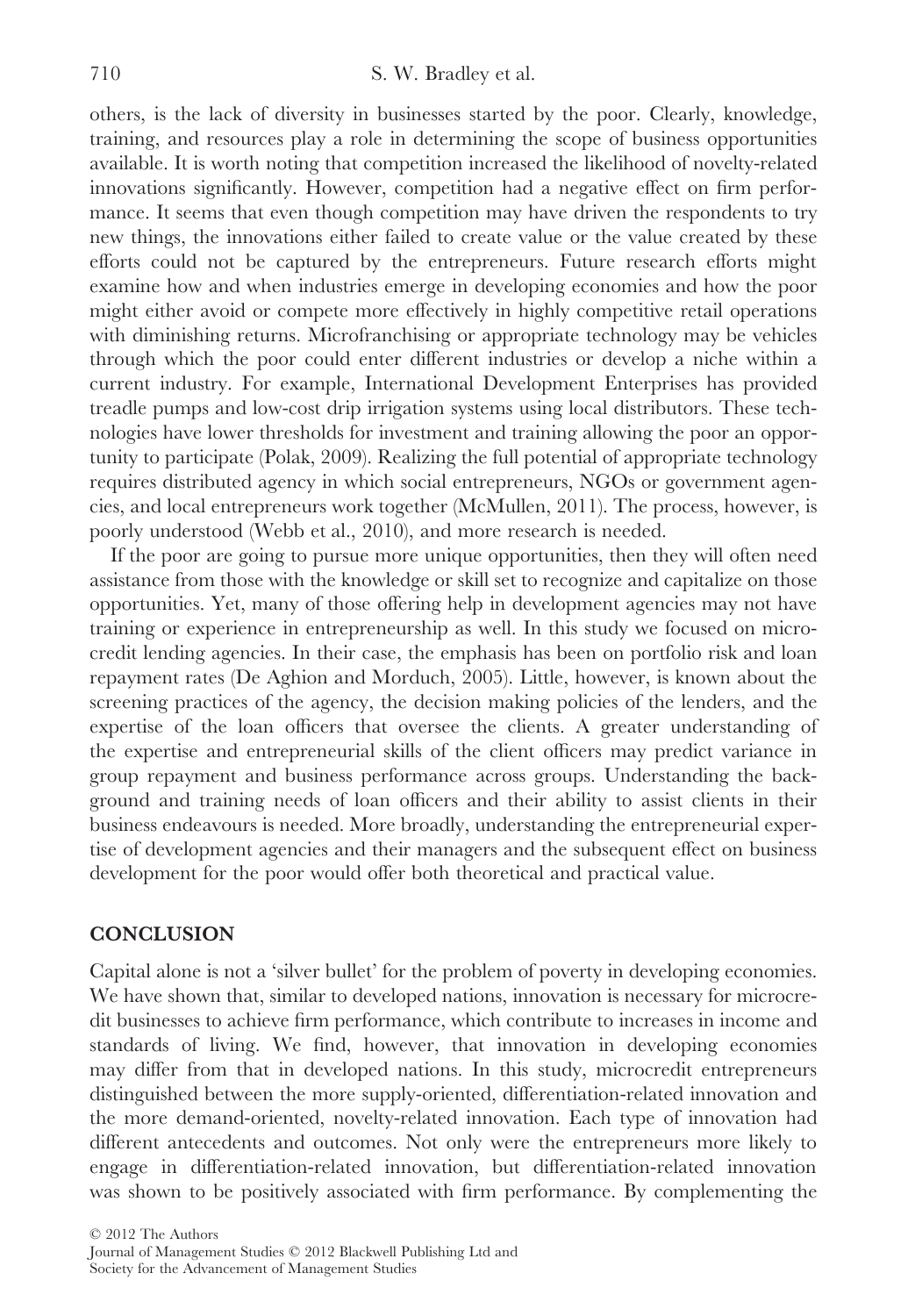others, is the lack of diversity in businesses started by the poor. Clearly, knowledge, training, and resources play a role in determining the scope of business opportunities available. It is worth noting that competition increased the likelihood of novelty-related innovations significantly. However, competition had a negative effect on firm performance. It seems that even though competition may have driven the respondents to try new things, the innovations either failed to create value or the value created by these efforts could not be captured by the entrepreneurs. Future research efforts might examine how and when industries emerge in developing economies and how the poor might either avoid or compete more effectively in highly competitive retail operations with diminishing returns. Microfranchising or appropriate technology may be vehicles through which the poor could enter different industries or develop a niche within a current industry. For example, International Development Enterprises has provided treadle pumps and low-cost drip irrigation systems using local distributors. These technologies have lower thresholds for investment and training allowing the poor an opportunity to participate (Polak, 2009). Realizing the full potential of appropriate technology requires distributed agency in which social entrepreneurs, NGOs or government agencies, and local entrepreneurs work together (McMullen, 2011). The process, however, is poorly understood (Webb et al., 2010), and more research is needed.

If the poor are going to pursue more unique opportunities, then they will often need assistance from those with the knowledge or skill set to recognize and capitalize on those opportunities. Yet, many of those offering help in development agencies may not have training or experience in entrepreneurship as well. In this study we focused on microcredit lending agencies. In their case, the emphasis has been on portfolio risk and loan repayment rates (De Aghion and Morduch, 2005). Little, however, is known about the screening practices of the agency, the decision making policies of the lenders, and the expertise of the loan officers that oversee the clients. A greater understanding of the expertise and entrepreneurial skills of the client officers may predict variance in group repayment and business performance across groups. Understanding the background and training needs of loan officers and their ability to assist clients in their business endeavours is needed. More broadly, understanding the entrepreneurial expertise of development agencies and their managers and the subsequent effect on business development for the poor would offer both theoretical and practical value.

## CONCLUSION

Capital alone is not a 'silver bullet' for the problem of poverty in developing economies. We have shown that, similar to developed nations, innovation is necessary for microcredit businesses to achieve firm performance, which contribute to increases in income and standards of living. We find, however, that innovation in developing economies may differ from that in developed nations. In this study, microcredit entrepreneurs distinguished between the more supply-oriented, differentiation-related innovation and the more demand-oriented, novelty-related innovation. Each type of innovation had different antecedents and outcomes. Not only were the entrepreneurs more likely to engage in differentiation-related innovation, but differentiation-related innovation was shown to be positively associated with firm performance. By complementing the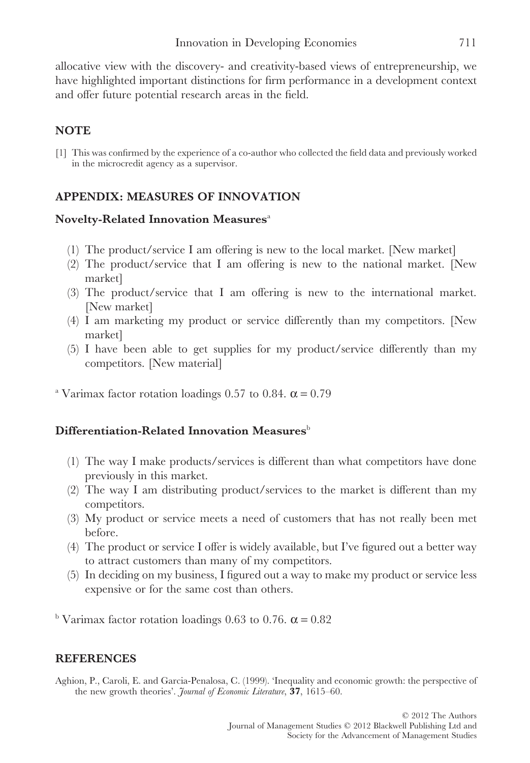allocative view with the discovery- and creativity-based views of entrepreneurship, we have highlighted important distinctions for firm performance in a development context and offer future potential research areas in the field.

## NOTE

[1] This was confirmed by the experience of a co-author who collected the field data and previously worked in the microcredit agency as a supervisor.

## APPENDIX: MEASURES OF INNOVATION

### Novelty-Related Innovation Measures[a]

(1) The product/service I am offering is new to the local market. [New market]
(2) The product/service that I am offering is new to the national market. [New market]
(3) The product/service that I am offering is new to the international market. [New market]
(4) I am marketing my product or service differently than my competitors. [New market]
(5) I have been able to get supplies for my product/service differently than my competitors. [New material]

[a] Varimax factor rotation loadings 0.57 to 0.84. $\alpha = 0.79$

### Differentiation-Related Innovation Measures[b]

(1) The way I make products/services is different than what competitors have done previously in this market.
(2) The way I am distributing product/services to the market is different than my competitors.
(3) My product or service meets a need of customers that has not really been met before.
(4) The product or service I offer is widely available, but I've figured out a better way to attract customers than many of my competitors.
(5) In deciding on my business, I figured out a way to make my product or service less expensive or for the same cost than others.

[b] Varimax factor rotation loadings 0.63 to 0.76. $\alpha = 0.82$

## REFERENCES

Aghion, P., Caroli, E. and Garcia-Penalosa, C. (1999). 'Inequality and economic growth: the perspective of the new growth theories'. *Journal of Economic Literature*, **37**, 1615–60.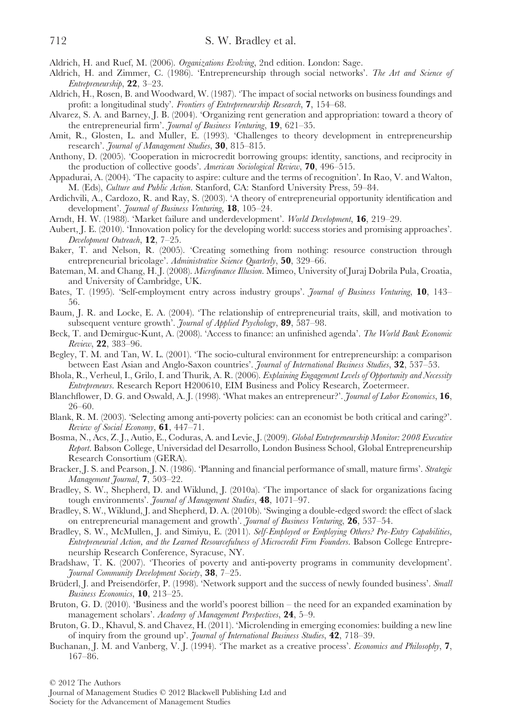Aldrich, H. and Ruef, M. (2006). *Organizations Evolving*, 2nd edition. London: Sage.

Aldrich, H. and Zimmer, C. (1986). 'Entrepreneurship through social networks'. *The Art and Science of Entrepreneurship*, **22**, 3–23.

Aldrich, H., Rosen, B. and Woodward, W. (1987). 'The impact of social networks on business foundings and profit: a longitudinal study'. *Frontiers of Entrepreneurship Research*, **7**, 154–68.

Alvarez, S. A. and Barney, J. B. (2004). 'Organizing rent generation and appropriation: toward a theory of the entrepreneurial firm'. *Journal of Business Venturing*, **19**, 621–35.

Amit, R., Glosten, L. and Muller, E. (1993). 'Challenges to theory development in entrepreneurship research'. *Journal of Management Studies*, **30**, 815–815.

Anthony, D. (2005). 'Cooperation in microcredit borrowing groups: identity, sanctions, and reciprocity in the production of collective goods'. *American Sociological Review*, **70**, 496–515.

Appadurai, A. (2004). 'The capacity to aspire: culture and the terms of recognition'. In Rao, V. and Walton, M. (Eds), *Culture and Public Action*. Stanford, CA: Stanford University Press, 59–84.

Ardichvili, A., Cardozo, R. and Ray, S. (2003). 'A theory of entrepreneurial opportunity identification and development'. *Journal of Business Venturing*, **18**, 105–24.

Arndt, H. W. (1988). 'Market failure and underdevelopment'. *World Development*, **16**, 219–29.

Aubert, J. E. (2010). 'Innovation policy for the developing world: success stories and promising approaches'. *Development Outreach*, **12**, 7–25.

Baker, T. and Nelson, R. (2005). 'Creating something from nothing: resource construction through entrepreneurial bricolage'. *Administrative Science Quarterly*, **50**, 329–66.

Bateman, M. and Chang, H. J. (2008). *Microfinance Illusion*. Mimeo, University of Juraj Dobrila Pula, Croatia, and University of Cambridge, UK.

Bates, T. (1995). 'Self-employment entry across industry groups'. *Journal of Business Venturing*, **10**, 143–56.

Baum, J. R. and Locke, E. A. (2004). 'The relationship of entrepreneurial traits, skill, and motivation to subsequent venture growth'. *Journal of Applied Psychology*, **89**, 587–98.

Beck, T. and Demirguc-Kunt, A. (2008). 'Access to finance: an unfinished agenda'. *The World Bank Economic Review*, **22**, 383–96.

Begley, T. M. and Tan, W. L. (2001). 'The socio-cultural environment for entrepreneurship: a comparison between East Asian and Anglo-Saxon countries'. *Journal of International Business Studies*, **32**, 537–53.

Bhola, R., Verheul, I., Grilo, I. and Thurik, A. R. (2006). *Explaining Engagement Levels of Opportunity and Necessity Entrepreneurs*. Research Report H200610, EIM Business and Policy Research, Zoetermeer.

Blanchflower, D. G. and Oswald, A. J. (1998). 'What makes an entrepreneur?'. *Journal of Labor Economics*, **16**, 26–60.

Blank, R. M. (2003). 'Selecting among anti-poverty policies: can an economist be both critical and caring?'. *Review of Social Economy*, **61**, 447–71.

Bosma, N., Acs, Z. J., Autio, E., Coduras, A. and Levie, J. (2009). *Global Entrepreneurship Monitor: 2008 Executive Report*. Babson College, Universidad del Desarrollo, London Business School, Global Entrepreneurship Research Consortium (GERA).

Bracker, J. S. and Pearson, J. N. (1986). 'Planning and financial performance of small, mature firms'. *Strategic Management Journal*, **7**, 503–22.

Bradley, S. W., Shepherd, D. and Wiklund, J. (2010a). 'The importance of slack for organizations facing tough environments'. *Journal of Management Studies*, **48**, 1071–97.

Bradley, S. W., Wiklund, J. and Shepherd, D. A. (2010b). 'Swinging a double-edged sword: the effect of slack on entrepreneurial management and growth'. *Journal of Business Venturing*, **26**, 537–54.

Bradley, S. W., McMullen, J. and Simiyu, E. (2011). *Self-Employed or Employing Others? Pre-Entry Capabilities, Entrepreneurial Action, and the Learned Resourcefulness of Microcredit Firm Founders*. Babson College Entrepreneurship Research Conference, Syracuse, NY.

Bradshaw, T. K. (2007). 'Theories of poverty and anti-poverty programs in community development'. *Journal Community Development Society*, **38**, 7–25.

Brüderl, J. and Preisendörfer, P. (1998). 'Network support and the success of newly founded business'. *Small Business Economics*, **10**, 213–25.

Bruton, G. D. (2010). 'Business and the world's poorest billion – the need for an expanded examination by management scholars'. *Academy of Management Perspectives*, **24**, 5–9.

Bruton, G. D., Khavul, S. and Chavez, H. (2011). 'Microlending in emerging economies: building a new line of inquiry from the ground up'. *Journal of International Business Studies*, **42**, 718–39.

Buchanan, J. M. and Vanberg, V. J. (1994). 'The market as a creative process'. *Economics and Philosophy*, **7**, 167–86.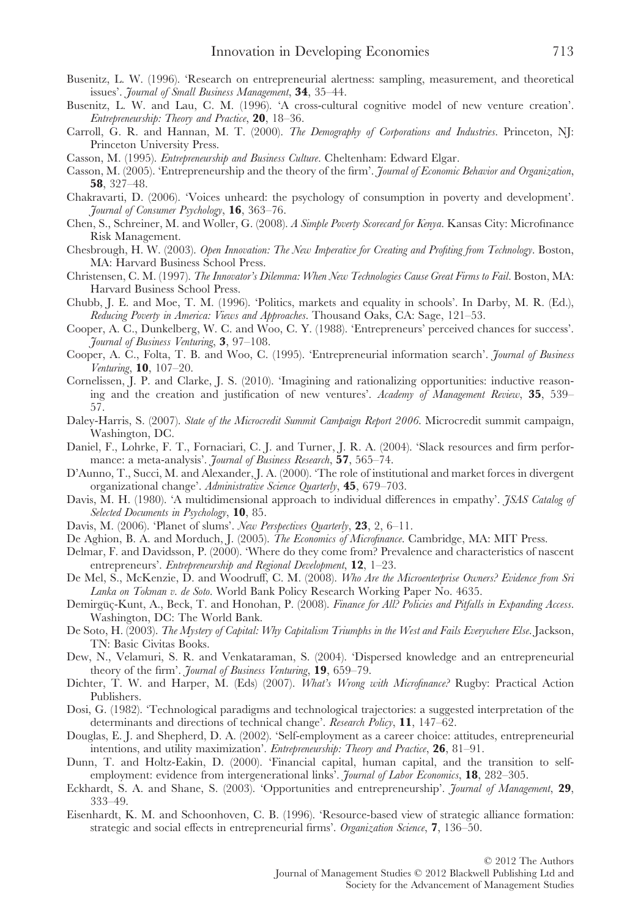Busenitz, L. W. (1996). 'Research on entrepreneurial alertness: sampling, measurement, and theoretical issues'. *Journal of Small Business Management*, **34**, 35–44.

Busenitz, L. W. and Lau, C. M. (1996). 'A cross-cultural cognitive model of new venture creation'. *Entrepreneurship: Theory and Practice*, **20**, 18–36.

Carroll, G. R. and Hannan, M. T. (2000). *The Demography of Corporations and Industries*. Princeton, NJ: Princeton University Press.

Casson, M. (1995). *Entrepreneurship and Business Culture*. Cheltenham: Edward Elgar.

Casson, M. (2005). 'Entrepreneurship and the theory of the firm'. *Journal of Economic Behavior and Organization*, **58**, 327–48.

Chakravarti, D. (2006). 'Voices unheard: the psychology of consumption in poverty and development'. *Journal of Consumer Psychology*, **16**, 363–76.

Chen, S., Schreiner, M. and Woller, G. (2008). *A Simple Poverty Scorecard for Kenya*. Kansas City: Microfinance Risk Management.

Chesbrough, H. W. (2003). *Open Innovation: The New Imperative for Creating and Profiting from Technology*. Boston, MA: Harvard Business School Press.

Christensen, C. M. (1997). *The Innovator's Dilemma: When New Technologies Cause Great Firms to Fail*. Boston, MA: Harvard Business School Press.

Chubb, J. E. and Moe, T. M. (1996). 'Politics, markets and equality in schools'. In Darby, M. R. (Ed.), *Reducing Poverty in America: Views and Approaches*. Thousand Oaks, CA: Sage, 121–53.

Cooper, A. C., Dunkelberg, W. C. and Woo, C. Y. (1988). 'Entrepreneurs' perceived chances for success'. *Journal of Business Venturing*, **3**, 97–108.

Cooper, A. C., Folta, T. B. and Woo, C. (1995). 'Entrepreneurial information search'. *Journal of Business Venturing*, **10**, 107–20.

Cornelissen, J. P. and Clarke, J. S. (2010). 'Imagining and rationalizing opportunities: inductive reasoning and the creation and justification of new ventures'. *Academy of Management Review*, **35**, 539–57.

Daley-Harris, S. (2007). *State of the Microcredit Summit Campaign Report 2006*. Microcredit summit campaign, Washington, DC.

Daniel, F., Lohrke, F. T., Fornaciari, C. J. and Turner, J. R. A. (2004). 'Slack resources and firm performance: a meta-analysis'. *Journal of Business Research*, **57**, 565–74.

D'Aunno, T., Succi, M. and Alexander, J. A. (2000). 'The role of institutional and market forces in divergent organizational change'. *Administrative Science Quarterly*, **45**, 679–703.

Davis, M. H. (1980). 'A multidimensional approach to individual differences in empathy'. *JSAS Catalog of Selected Documents in Psychology*, **10**, 85.

Davis, M. (2006). 'Planet of slums'. *New Perspectives Quarterly*, **23**, 2, 6–11.

De Aghion, B. A. and Morduch, J. (2005). *The Economics of Microfinance*. Cambridge, MA: MIT Press.

Delmar, F. and Davidsson, P. (2000). 'Where do they come from? Prevalence and characteristics of nascent entrepreneurs'. *Entrepreneurship and Regional Development*, **12**, 1–23.

De Mel, S., McKenzie, D. and Woodruff, C. M. (2008). *Who Are the Microenterprise Owners? Evidence from Sri Lanka on Tokman v. de Soto*. World Bank Policy Research Working Paper No. 4635.

Demirgüç-Kunt, A., Beck, T. and Honohan, P. (2008). *Finance for All? Policies and Pitfalls in Expanding Access*. Washington, DC: The World Bank.

De Soto, H. (2003). *The Mystery of Capital: Why Capitalism Triumphs in the West and Fails Everywhere Else*. Jackson, TN: Basic Civitas Books.

Dew, N., Velamuri, S. R. and Venkataraman, S. (2004). 'Dispersed knowledge and an entrepreneurial theory of the firm'. *Journal of Business Venturing*, **19**, 659–79.

Dichter, T. W. and Harper, M. (Eds) (2007). *What's Wrong with Microfinance?* Rugby: Practical Action Publishers.

Dosi, G. (1982). 'Technological paradigms and technological trajectories: a suggested interpretation of the determinants and directions of technical change'. *Research Policy*, **11**, 147–62.

Douglas, E. J. and Shepherd, D. A. (2002). 'Self-employment as a career choice: attitudes, entrepreneurial intentions, and utility maximization'. *Entrepreneurship: Theory and Practice*, **26**, 81–91.

Dunn, T. and Holtz-Eakin, D. (2000). 'Financial capital, human capital, and the transition to self-employment: evidence from intergenerational links'. *Journal of Labor Economics*, **18**, 282–305.

Eckhardt, S. A. and Shane, S. (2003). 'Opportunities and entrepreneurship'. *Journal of Management*, **29**, 333–49.

Eisenhardt, K. M. and Schoonhoven, C. B. (1996). 'Resource-based view of strategic alliance formation: strategic and social effects in entrepreneurial firms'. *Organization Science*, **7**, 136–50.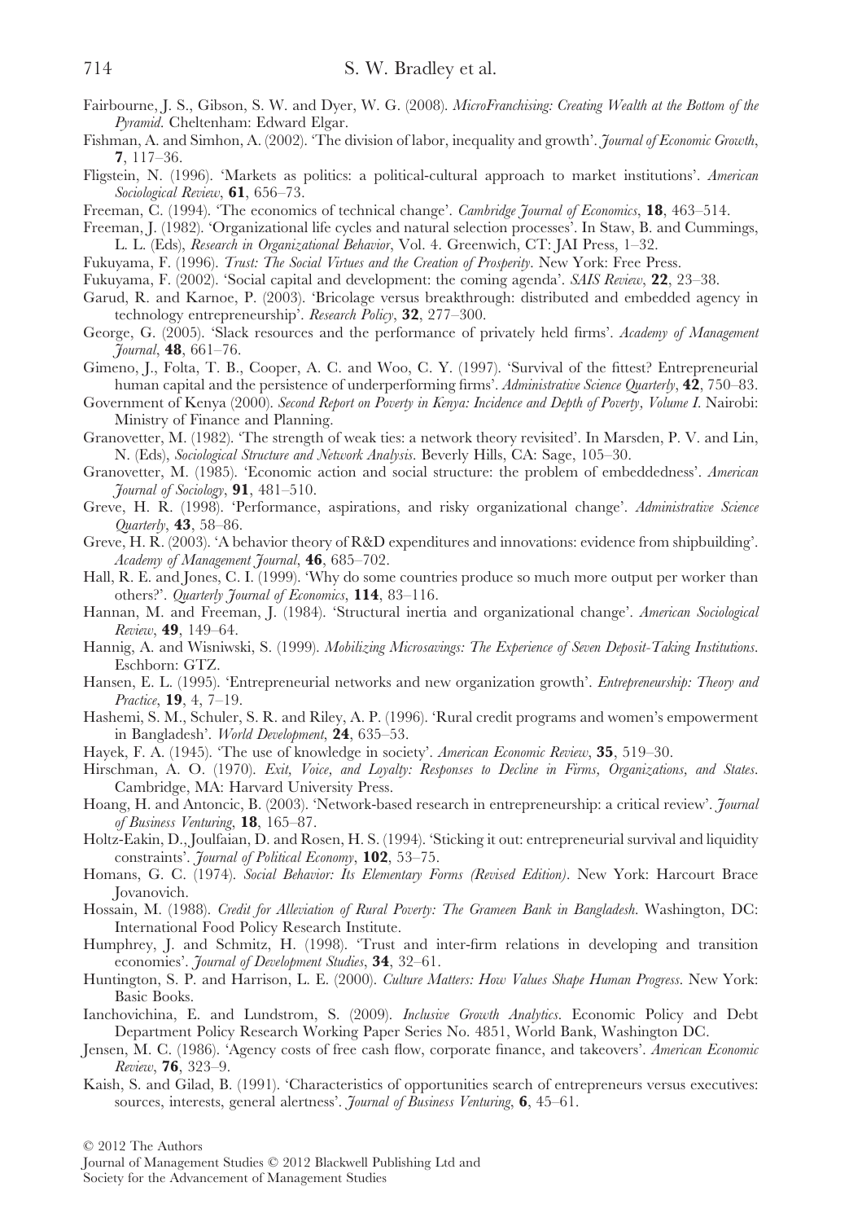Fairbourne, J. S., Gibson, S. W. and Dyer, W. G. (2008). *MicroFranchising: Creating Wealth at the Bottom of the Pyramid*. Cheltenham: Edward Elgar.

Fishman, A. and Simhon, A. (2002). 'The division of labor, inequality and growth'. *Journal of Economic Growth*, **7**, 117–36.

Fligstein, N. (1996). 'Markets as politics: a political-cultural approach to market institutions'. *American Sociological Review*, **61**, 656–73.

Freeman, C. (1994). 'The economics of technical change'. *Cambridge Journal of Economics*, **18**, 463–514.

Freeman, J. (1982). 'Organizational life cycles and natural selection processes'. In Staw, B. and Cummings, L. L. (Eds), *Research in Organizational Behavior*, Vol. 4. Greenwich, CT: JAI Press, 1–32.

Fukuyama, F. (1996). *Trust: The Social Virtues and the Creation of Prosperity*. New York: Free Press.

Fukuyama, F. (2002). 'Social capital and development: the coming agenda'. *SAIS Review*, **22**, 23–38.

Garud, R. and Karnoe, P. (2003). 'Bricolage versus breakthrough: distributed and embedded agency in technology entrepreneurship'. *Research Policy*, **32**, 277–300.

George, G. (2005). 'Slack resources and the performance of privately held firms'. *Academy of Management Journal*, **48**, 661–76.

Gimeno, J., Folta, T. B., Cooper, A. C. and Woo, C. Y. (1997). 'Survival of the fittest? Entrepreneurial human capital and the persistence of underperforming firms'. *Administrative Science Quarterly*, **42**, 750–83.

Government of Kenya (2000). *Second Report on Poverty in Kenya: Incidence and Depth of Poverty, Volume I*. Nairobi: Ministry of Finance and Planning.

Granovetter, M. (1982). 'The strength of weak ties: a network theory revisited'. In Marsden, P. V. and Lin, N. (Eds), *Sociological Structure and Network Analysis*. Beverly Hills, CA: Sage, 105–30.

Granovetter, M. (1985). 'Economic action and social structure: the problem of embeddedness'. *American Journal of Sociology*, **91**, 481–510.

Greve, H. R. (1998). 'Performance, aspirations, and risky organizational change'. *Administrative Science Quarterly*, **43**, 58–86.

Greve, H. R. (2003). 'A behavior theory of R&D expenditures and innovations: evidence from shipbuilding'. *Academy of Management Journal*, **46**, 685–702.

Hall, R. E. and Jones, C. I. (1999). 'Why do some countries produce so much more output per worker than others?'. *Quarterly Journal of Economics*, **114**, 83–116.

Hannan, M. and Freeman, J. (1984). 'Structural inertia and organizational change'. *American Sociological Review*, **49**, 149–64.

Hannig, A. and Wisniwski, S. (1999). *Mobilizing Microsavings: The Experience of Seven Deposit-Taking Institutions*. Eschborn: GTZ.

Hansen, E. L. (1995). 'Entrepreneurial networks and new organization growth'. *Entrepreneurship: Theory and Practice*, **19**, 4, 7–19.

Hashemi, S. M., Schuler, S. R. and Riley, A. P. (1996). 'Rural credit programs and women's empowerment in Bangladesh'. *World Development*, **24**, 635–53.

Hayek, F. A. (1945). 'The use of knowledge in society'. *American Economic Review*, **35**, 519–30.

Hirschman, A. O. (1970). *Exit, Voice, and Loyalty: Responses to Decline in Firms, Organizations, and States*. Cambridge, MA: Harvard University Press.

Hoang, H. and Antoncic, B. (2003). 'Network-based research in entrepreneurship: a critical review'. *Journal of Business Venturing*, **18**, 165–87.

Holtz-Eakin, D., Joulfaian, D. and Rosen, H. S. (1994). 'Sticking it out: entrepreneurial survival and liquidity constraints'. *Journal of Political Economy*, **102**, 53–75.

Homans, G. C. (1974). *Social Behavior: Its Elementary Forms (Revised Edition)*. New York: Harcourt Brace Jovanovich.

Hossain, M. (1988). *Credit for Alleviation of Rural Poverty: The Grameen Bank in Bangladesh*. Washington, DC: International Food Policy Research Institute.

Humphrey, J. and Schmitz, H. (1998). 'Trust and inter-firm relations in developing and transition economies'. *Journal of Development Studies*, **34**, 32–61.

Huntington, S. P. and Harrison, L. E. (2000). *Culture Matters: How Values Shape Human Progress*. New York: Basic Books.

Ianchovichina, E. and Lundstrom, S. (2009). *Inclusive Growth Analytics*. Economic Policy and Debt Department Policy Research Working Paper Series No. 4851, World Bank, Washington DC.

Jensen, M. C. (1986). 'Agency costs of free cash flow, corporate finance, and takeovers'. *American Economic Review*, **76**, 323–9.

Kaish, S. and Gilad, B. (1991). 'Characteristics of opportunities search of entrepreneurs versus executives: sources, interests, general alertness'. *Journal of Business Venturing*, **6**, 45–61.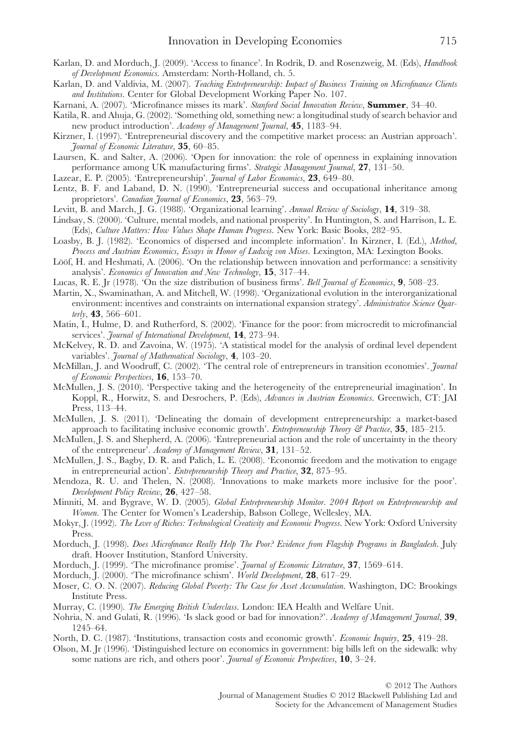Karlan, D. and Morduch, J. (2009). 'Access to finance'. In Rodrik, D. and Rosenzweig, M. (Eds), *Handbook of Development Economics*. Amsterdam: North-Holland, ch. 5.

Karlan, D. and Valdivia, M. (2007). *Teaching Entrepreneurship: Impact of Business Training on Microfinance Clients and Institutions*. Center for Global Development Working Paper No. 107.

Karnani, A. (2007). 'Microfinance misses its mark'. *Stanford Social Innovation Review*, **Summer**, 34–40.

Katila, R. and Ahuja, G. (2002). 'Something old, something new: a longitudinal study of search behavior and new product introduction'. *Academy of Management Journal*, **45**, 1183–94.

Kirzner, I. (1997). 'Entrepreneurial discovery and the competitive market process: an Austrian approach'. *Journal of Economic Literature*, **35**, 60–85.

Laursen, K. and Salter, A. (2006). 'Open for innovation: the role of openness in explaining innovation performance among UK manufacturing firms'. *Strategic Management Journal*, **27**, 131–50.

Lazear, E. P. (2005). 'Entrepreneurship'. *Journal of Labor Economics*, **23**, 649–80.

Lentz, B. F. and Laband, D. N. (1990). 'Entrepreneurial success and occupational inheritance among proprietors'. *Canadian Journal of Economics*, **23**, 563–79.

Levitt, B. and March, J. G. (1988). 'Organizational learning'. *Annual Review of Sociology*, **14**, 319–38.

Lindsay, S. (2000). 'Culture, mental models, and national prosperity'. In Huntington, S. and Harrison, L. E. (Eds), *Culture Matters: How Values Shape Human Progress*. New York: Basic Books, 282–95.

Loasby, B. J. (1982). 'Economics of dispersed and incomplete information'. In Kirzner, I. (Ed.), *Method, Process and Austrian Economics, Essays in Honor of Ludwig von Mises*. Lexington, MA: Lexington Books.

Lööf, H. and Heshmati, A. (2006). 'On the relationship between innovation and performance: a sensitivity analysis'. *Economics of Innovation and New Technology*, **15**, 317–44.

Lucas, R. E. Jr (1978). 'On the size distribution of business firms'. *Bell Journal of Economics*, **9**, 508–23.

Martin, X., Swaminathan, A. and Mitchell, W. (1998). 'Organizational evolution in the interorganizational environment: incentives and constraints on international expansion strategy'. *Administrative Science Quarterly*, **43**, 566–601.

Matin, I., Hulme, D. and Rutherford, S. (2002). 'Finance for the poor: from microcredit to microfinancial services'. *Journal of International Development*, **14**, 273–94.

McKelvey, R. D. and Zavoina, W. (1975). 'A statistical model for the analysis of ordinal level dependent variables'. *Journal of Mathematical Sociology*, **4**, 103–20.

McMillan, J. and Woodruff, C. (2002). 'The central role of entrepreneurs in transition economies'. *Journal of Economic Perspectives*, **16**, 153–70.

McMullen, J. S. (2010). 'Perspective taking and the heterogeneity of the entrepreneurial imagination'. In Koppl, R., Horwitz, S. and Desrochers, P. (Eds), *Advances in Austrian Economics*. Greenwich, CT: JAI Press, 113–44.

McMullen, J. S. (2011). 'Delineating the domain of development entrepreneurship: a market-based approach to facilitating inclusive economic growth'. *Entrepreneurship Theory & Practice*, **35**, 185–215.

McMullen, J. S. and Shepherd, A. (2006). 'Entrepreneurial action and the role of uncertainty in the theory of the entrepreneur'. *Academy of Management Review*, **31**, 131–52.

McMullen, J. S., Bagby, D. R. and Palich, L. E. (2008). 'Economic freedom and the motivation to engage in entrepreneurial action'. *Entrepreneurship Theory and Practice*, **32**, 875–95.

Mendoza, R. U. and Thelen, N. (2008). 'Innovations to make markets more inclusive for the poor'. *Development Policy Review*, **26**, 427–58.

Minniti, M. and Bygrave, W. D. (2005). *Global Entrepreneurship Monitor. 2004 Report on Entrepreneurship and Women*. The Center for Women's Leadership, Babson College, Wellesley, MA.

Mokyr, J. (1992). *The Lever of Riches: Technological Creativity and Economic Progress*. New York: Oxford University Press.

Morduch, J. (1998). *Does Microfinance Really Help The Poor? Evidence from Flagship Programs in Bangladesh*. July draft. Hoover Institution, Stanford University.

Morduch, J. (1999). 'The microfinance promise'. *Journal of Economic Literature*, **37**, 1569–614.

Morduch, J. (2000). 'The microfinance schism'. *World Development*, **28**, 617–29.

Moser, C. O. N. (2007). *Reducing Global Poverty: The Case for Asset Accumulation*. Washington, DC: Brookings Institute Press.

Murray, C. (1990). *The Emerging British Underclass*. London: IEA Health and Welfare Unit.

Nohria, N. and Gulati, R. (1996). 'Is slack good or bad for innovation?'. *Academy of Management Journal*, **39**, 1245–64.

North, D. C. (1987). 'Institutions, transaction costs and economic growth'. *Economic Inquiry*, **25**, 419–28.

Olson, M. Jr (1996). 'Distinguished lecture on economics in government: big bills left on the sidewalk: why some nations are rich, and others poor'. *Journal of Economic Perspectives*, **10**, 3–24.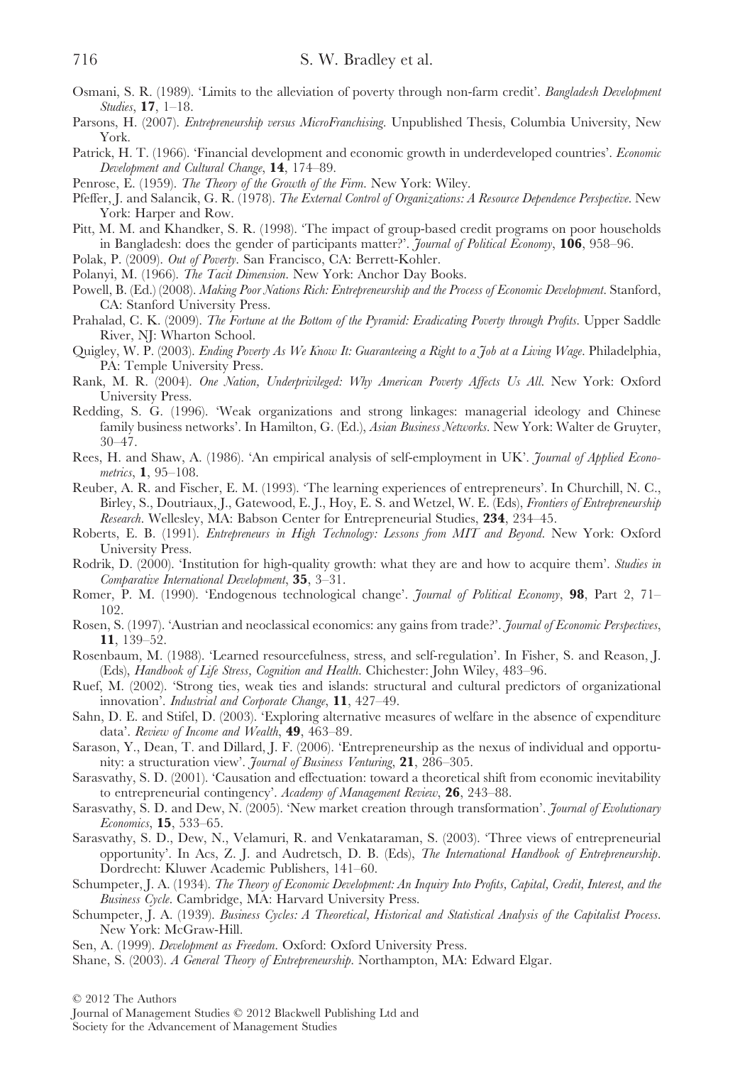Osmani, S. R. (1989). 'Limits to the alleviation of poverty through non-farm credit'. *Bangladesh Development Studies*, **17**, 1–18.

Parsons, H. (2007). *Entrepreneurship versus MicroFranchising*. Unpublished Thesis, Columbia University, New York.

Patrick, H. T. (1966). 'Financial development and economic growth in underdeveloped countries'. *Economic Development and Cultural Change*, **14**, 174–89.

Penrose, E. (1959). *The Theory of the Growth of the Firm*. New York: Wiley.

Pfeffer, J. and Salancik, G. R. (1978). *The External Control of Organizations: A Resource Dependence Perspective*. New York: Harper and Row.

Pitt, M. M. and Khandker, S. R. (1998). 'The impact of group-based credit programs on poor households in Bangladesh: does the gender of participants matter?'. *Journal of Political Economy*, **106**, 958–96.

Polak, P. (2009). *Out of Poverty*. San Francisco, CA: Berrett-Kohler.

Polanyi, M. (1966). *The Tacit Dimension*. New York: Anchor Day Books.

Powell, B. (Ed.) (2008). *Making Poor Nations Rich: Entrepreneurship and the Process of Economic Development*. Stanford, CA: Stanford University Press.

Prahalad, C. K. (2009). *The Fortune at the Bottom of the Pyramid: Eradicating Poverty through Profits*. Upper Saddle River, NJ: Wharton School.

Quigley, W. P. (2003). *Ending Poverty As We Know It: Guaranteeing a Right to a Job at a Living Wage*. Philadelphia, PA: Temple University Press.

Rank, M. R. (2004). *One Nation, Underprivileged: Why American Poverty Affects Us All*. New York: Oxford University Press.

Redding, S. G. (1996). 'Weak organizations and strong linkages: managerial ideology and Chinese family business networks'. In Hamilton, G. (Ed.), *Asian Business Networks*. New York: Walter de Gruyter, 30–47.

Rees, H. and Shaw, A. (1986). 'An empirical analysis of self-employment in UK'. *Journal of Applied Econometrics*, **1**, 95–108.

Reuber, A. R. and Fischer, E. M. (1993). 'The learning experiences of entrepreneurs'. In Churchill, N. C., Birley, S., Doutriaux, J., Gatewood, E. J., Hoy, E. S. and Wetzel, W. E. (Eds), *Frontiers of Entrepreneurship Research*. Wellesley, MA: Babson Center for Entrepreneurial Studies, **234**, 234–45.

Roberts, E. B. (1991). *Entrepreneurs in High Technology: Lessons from MIT and Beyond*. New York: Oxford University Press.

Rodrik, D. (2000). 'Institution for high-quality growth: what they are and how to acquire them'. *Studies in Comparative International Development*, **35**, 3–31.

Romer, P. M. (1990). 'Endogenous technological change'. *Journal of Political Economy*, **98**, Part 2, 71–102.

Rosen, S. (1997). 'Austrian and neoclassical economics: any gains from trade?'. *Journal of Economic Perspectives*, **11**, 139–52.

Rosenbaum, M. (1988). 'Learned resourcefulness, stress, and self-regulation'. In Fisher, S. and Reason, J. (Eds), *Handbook of Life Stress, Cognition and Health*. Chichester: John Wiley, 483–96.

Ruef, M. (2002). 'Strong ties, weak ties and islands: structural and cultural predictors of organizational innovation'. *Industrial and Corporate Change*, **11**, 427–49.

Sahn, D. E. and Stifel, D. (2003). 'Exploring alternative measures of welfare in the absence of expenditure data'. *Review of Income and Wealth*, **49**, 463–89.

Sarason, Y., Dean, T. and Dillard, J. F. (2006). 'Entrepreneurship as the nexus of individual and opportunity: a structuration view'. *Journal of Business Venturing*, **21**, 286–305.

Sarasvathy, S. D. (2001). 'Causation and effectuation: toward a theoretical shift from economic inevitability to entrepreneurial contingency'. *Academy of Management Review*, **26**, 243–88.

Sarasvathy, S. D. and Dew, N. (2005). 'New market creation through transformation'. *Journal of Evolutionary Economics*, **15**, 533–65.

Sarasvathy, S. D., Dew, N., Velamuri, R. and Venkataraman, S. (2003). 'Three views of entrepreneurial opportunity'. In Acs, Z. J. and Audretsch, D. B. (Eds), *The International Handbook of Entrepreneurship*. Dordrecht: Kluwer Academic Publishers, 141–60.

Schumpeter, J. A. (1934). *The Theory of Economic Development: An Inquiry Into Profits, Capital, Credit, Interest, and the Business Cycle*. Cambridge, MA: Harvard University Press.

Schumpeter, J. A. (1939). *Business Cycles: A Theoretical, Historical and Statistical Analysis of the Capitalist Process*. New York: McGraw-Hill.

Sen, A. (1999). *Development as Freedom*. Oxford: Oxford University Press.

Shane, S. (2003). *A General Theory of Entrepreneurship*. Northampton, MA: Edward Elgar.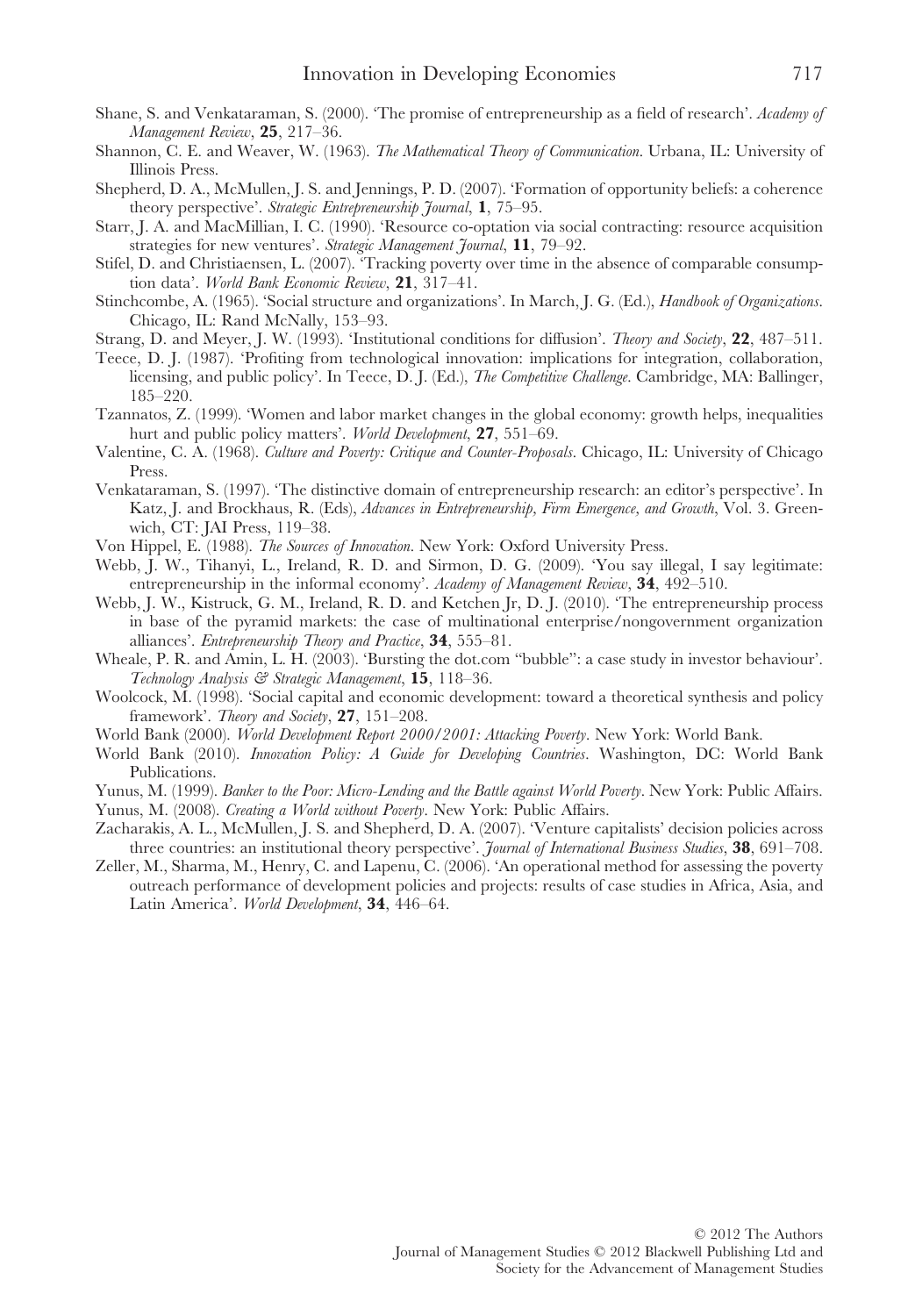Shane, S. and Venkataraman, S. (2000). 'The promise of entrepreneurship as a field of research'. *Academy of Management Review*, **25**, 217–36.

Shannon, C. E. and Weaver, W. (1963). *The Mathematical Theory of Communication*. Urbana, IL: University of Illinois Press.

Shepherd, D. A., McMullen, J. S. and Jennings, P. D. (2007). 'Formation of opportunity beliefs: a coherence theory perspective'. *Strategic Entrepreneurship Journal*, **1**, 75–95.

Starr, J. A. and MacMillian, I. C. (1990). 'Resource co-optation via social contracting: resource acquisition strategies for new ventures'. *Strategic Management Journal*, **11**, 79–92.

Stifel, D. and Christiaensen, L. (2007). 'Tracking poverty over time in the absence of comparable consumption data'. *World Bank Economic Review*, **21**, 317–41.

Stinchcombe, A. (1965). 'Social structure and organizations'. In March, J. G. (Ed.), *Handbook of Organizations*. Chicago, IL: Rand McNally, 153–93.

Strang, D. and Meyer, J. W. (1993). 'Institutional conditions for diffusion'. *Theory and Society*, **22**, 487–511.

Teece, D. J. (1987). 'Profiting from technological innovation: implications for integration, collaboration, licensing, and public policy'. In Teece, D. J. (Ed.), *The Competitive Challenge*. Cambridge, MA: Ballinger, 185–220.

Tzannatos, Z. (1999). 'Women and labor market changes in the global economy: growth helps, inequalities hurt and public policy matters'. *World Development*, **27**, 551–69.

Valentine, C. A. (1968). *Culture and Poverty: Critique and Counter-Proposals*. Chicago, IL: University of Chicago Press.

Venkataraman, S. (1997). 'The distinctive domain of entrepreneurship research: an editor's perspective'. In Katz, J. and Brockhaus, R. (Eds), *Advances in Entrepreneurship, Firm Emergence, and Growth*, Vol. 3. Greenwich, CT: JAI Press, 119–38.

Von Hippel, E. (1988). *The Sources of Innovation*. New York: Oxford University Press.

Webb, J. W., Tihanyi, L., Ireland, R. D. and Sirmon, D. G. (2009). 'You say illegal, I say legitimate: entrepreneurship in the informal economy'. *Academy of Management Review*, **34**, 492–510.

Webb, J. W., Kistruck, G. M., Ireland, R. D. and Ketchen Jr, D. J. (2010). 'The entrepreneurship process in base of the pyramid markets: the case of multinational enterprise/nongovernment organization alliances'. *Entrepreneurship Theory and Practice*, **34**, 555–81.

Wheale, P. R. and Amin, L. H. (2003). 'Bursting the dot.com "bubble": a case study in investor behaviour'. *Technology Analysis & Strategic Management*, **15**, 118–36.

Woolcock, M. (1998). 'Social capital and economic development: toward a theoretical synthesis and policy framework'. *Theory and Society*, **27**, 151–208.

World Bank (2000). *World Development Report 2000/2001: Attacking Poverty*. New York: World Bank.

World Bank (2010). *Innovation Policy: A Guide for Developing Countries*. Washington, DC: World Bank Publications.

Yunus, M. (1999). *Banker to the Poor: Micro-Lending and the Battle against World Poverty*. New York: Public Affairs.

Yunus, M. (2008). *Creating a World without Poverty*. New York: Public Affairs.

Zacharakis, A. L., McMullen, J. S. and Shepherd, D. A. (2007). 'Venture capitalists' decision policies across three countries: an institutional theory perspective'. *Journal of International Business Studies*, **38**, 691–708.

Zeller, M., Sharma, M., Henry, C. and Lapenu, C. (2006). 'An operational method for assessing the poverty outreach performance of development policies and projects: results of case studies in Africa, Asia, and Latin America'. *World Development*, **34**, 446–64.